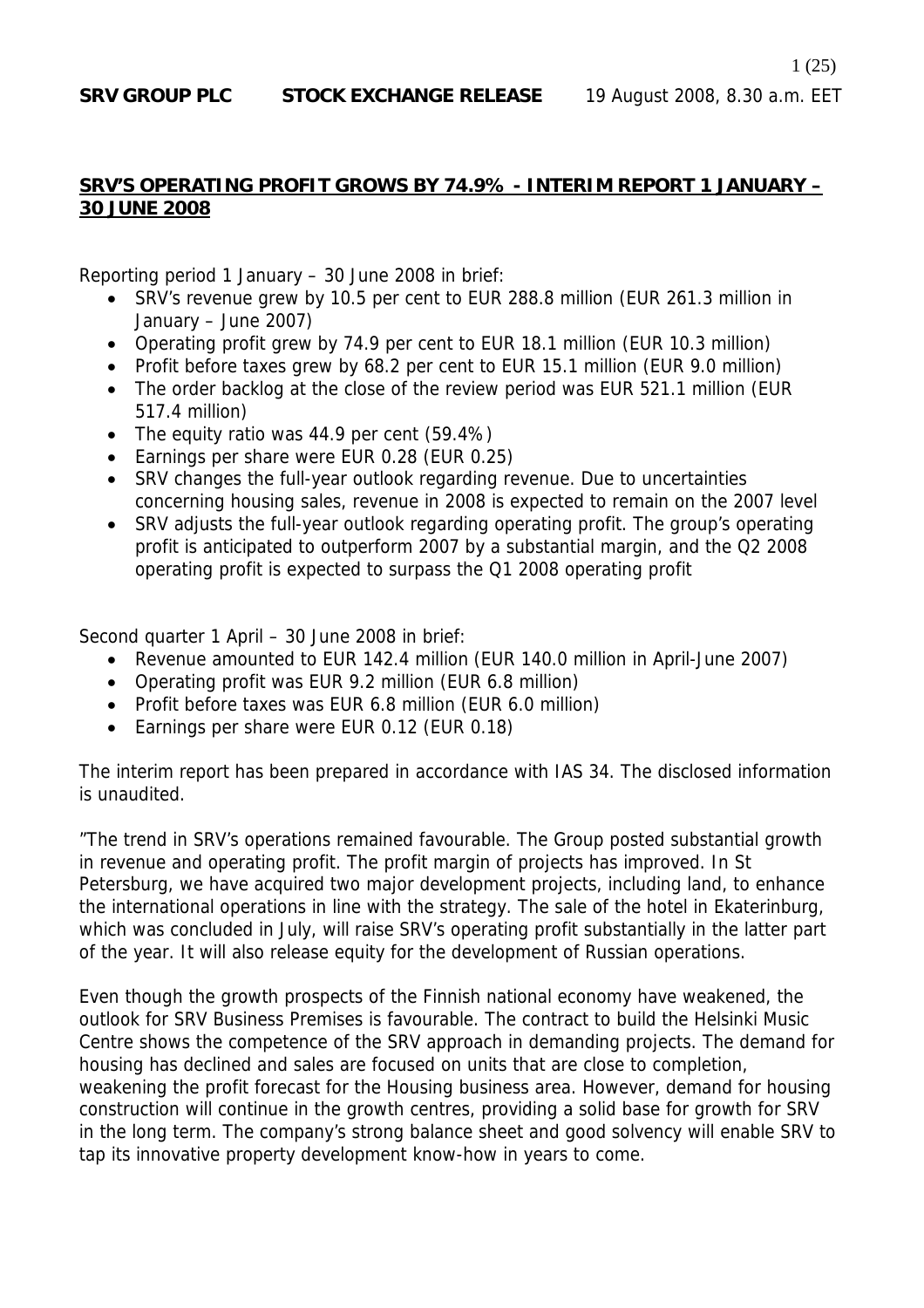**SRV GROUP PLC  STOCK EXCHANGE RELEASE**  19 August 2008, 8.30 a.m. EET

## SRV'S OPERATING PROFIT GROWS BY 74.9% - INTERIM REPORT 1 JANUARY – 30 JUNE 2008

Reporting period 1 January – 30 June 2008 in brief:

- SRV's revenue grew by 10.5 per cent to EUR 288.8 million (EUR 261.3 million in January – June 2007)
- Operating profit grew by 74.9 per cent to EUR 18.1 million (EUR 10.3 million)
- Profit before taxes grew by 68.2 per cent to EUR 15.1 million (EUR 9.0 million)
- The order backlog at the close of the review period was EUR 521.1 million (EUR 517.4 million)
- The equity ratio was 44.9 per cent (59.4%)
- Earnings per share were EUR 0.28 (EUR 0.25)
- SRV changes the full-year outlook regarding revenue. Due to uncertainties concerning housing sales, revenue in 2008 is expected to remain on the 2007 level
- SRV adjusts the full-year outlook regarding operating profit. The group's operating profit is anticipated to outperform 2007 by a substantial margin, and the Q2 2008 operating profit is expected to surpass the Q1 2008 operating profit

Second quarter 1 April – 30 June 2008 in brief:

- Revenue amounted to EUR 142.4 million (EUR 140.0 million in April-June 2007)
- Operating profit was EUR 9.2 million (EUR 6.8 million)
- Profit before taxes was EUR 6.8 million (EUR 6.0 million)
- Earnings per share were EUR 0.12 (EUR 0.18)

The interim report has been prepared in accordance with IAS 34. The disclosed information is unaudited.

"The trend in SRV's operations remained favourable. The Group posted substantial growth in revenue and operating profit. The profit margin of projects has improved. In St Petersburg, we have acquired two major development projects, including land, to enhance the international operations in line with the strategy. The sale of the hotel in Ekaterinburg, which was concluded in July, will raise SRV's operating profit substantially in the latter part of the year. It will also release equity for the development of Russian operations.

Even though the growth prospects of the Finnish national economy have weakened, the outlook for SRV Business Premises is favourable. The contract to build the Helsinki Music Centre shows the competence of the SRV approach in demanding projects. The demand for housing has declined and sales are focused on units that are close to completion, weakening the profit forecast for the Housing business area. However, demand for housing construction will continue in the growth centres, providing a solid base for growth for SRV in the long term. The company's strong balance sheet and good solvency will enable SRV to tap its innovative property development know-how in years to come.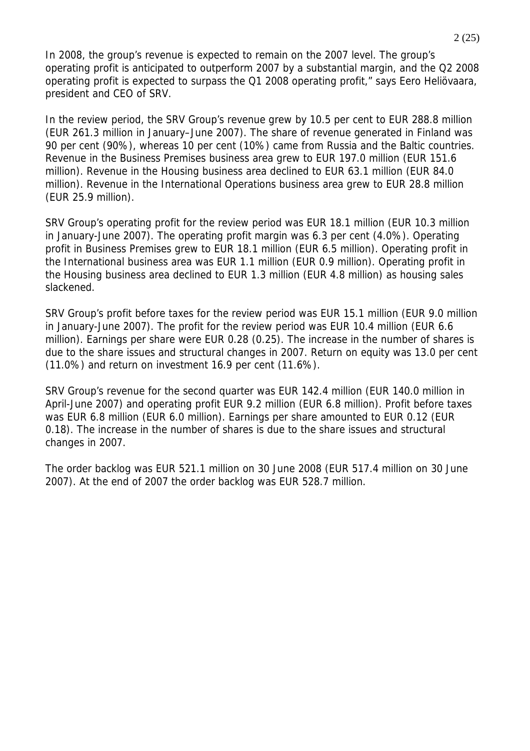In 2008, the group's revenue is expected to remain on the 2007 level. The group's operating profit is anticipated to outperform 2007 by a substantial margin, and the Q2 2008 operating profit is expected to surpass the Q1 2008 operating profit," says Eero Heliövaara, president and CEO of SRV.

In the review period, the SRV Group's revenue grew by 10.5 per cent to EUR 288.8 million (EUR 261.3 million in January–June 2007). The share of revenue generated in Finland was 90 per cent (90%), whereas 10 per cent (10%) came from Russia and the Baltic countries. Revenue in the Business Premises business area grew to EUR 197.0 million (EUR 151.6 million). Revenue in the Housing business area declined to EUR 63.1 million (EUR 84.0 million). Revenue in the International Operations business area grew to EUR 28.8 million (EUR 25.9 million).

SRV Group's operating profit for the review period was EUR 18.1 million (EUR 10.3 million in January-June 2007). The operating profit margin was 6.3 per cent (4.0%). Operating profit in Business Premises grew to EUR 18.1 million (EUR 6.5 million). Operating profit in the International business area was EUR 1.1 million (EUR 0.9 million). Operating profit in the Housing business area declined to EUR 1.3 million (EUR 4.8 million) as housing sales slackened.

SRV Group's profit before taxes for the review period was EUR 15.1 million (EUR 9.0 million in January-June 2007). The profit for the review period was EUR 10.4 million (EUR 6.6 million). Earnings per share were EUR 0.28 (0.25). The increase in the number of shares is due to the share issues and structural changes in 2007. Return on equity was 13.0 per cent (11.0%) and return on investment 16.9 per cent (11.6%).

SRV Group's revenue for the second quarter was EUR 142.4 million (EUR 140.0 million in April-June 2007) and operating profit EUR 9.2 million (EUR 6.8 million). Profit before taxes was EUR 6.8 million (EUR 6.0 million). Earnings per share amounted to EUR 0.12 (EUR 0.18). The increase in the number of shares is due to the share issues and structural changes in 2007.

The order backlog was EUR 521.1 million on 30 June 2008 (EUR 517.4 million on 30 June 2007). At the end of 2007 the order backlog was EUR 528.7 million.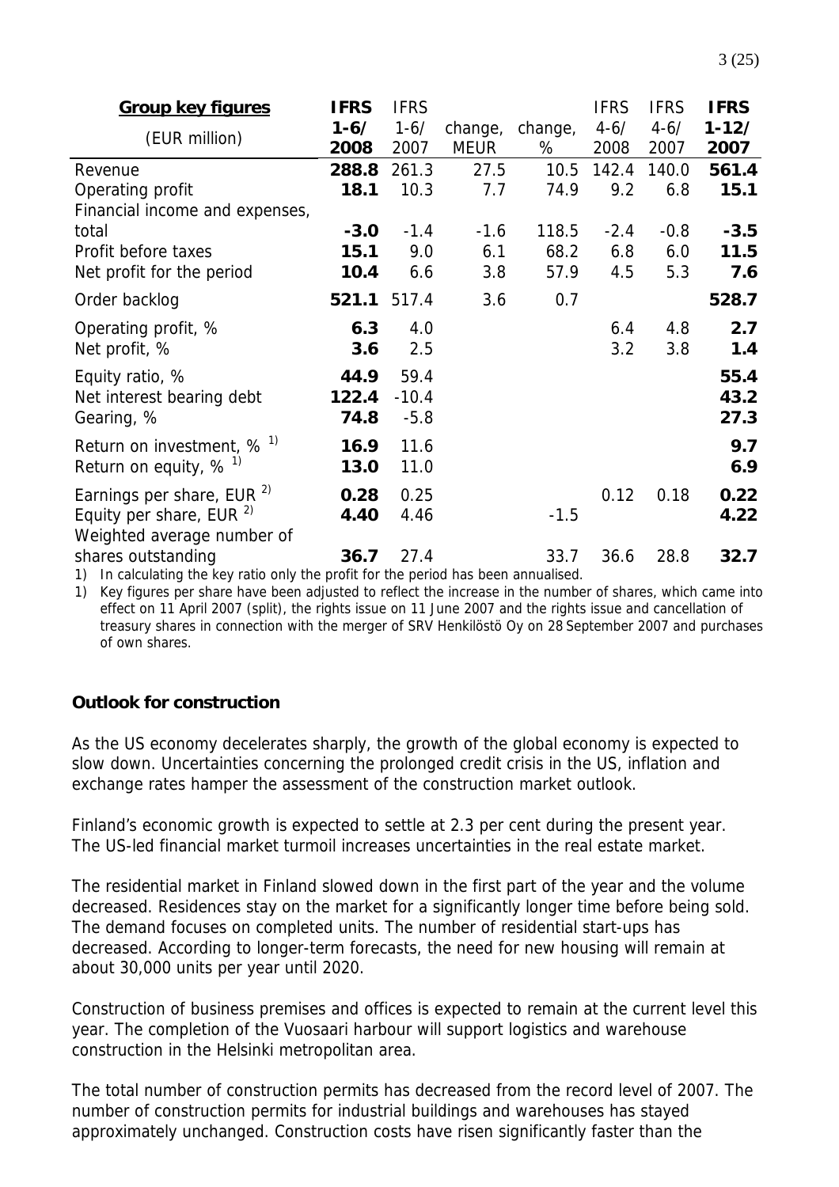| **Group key figures** (EUR million) | **IFRS 1-6/ 2008** | IFRS 1-6/ 2007 | change, MEUR | change, % | IFRS 4-6/ 2008 | IFRS 4-6/ 2007 | **IFRS 1-12/ 2007** |
|---|---|---|---|---|---|---|---|
| Revenue | **288.8** | 261.3 | 27.5 | 10.5 | 142.4 | 140.0 | **561.4** |
| Operating profit | **18.1** | 10.3 | 7.7 | 74.9 | 9.2 | 6.8 | **15.1** |
| Financial income and expenses, total | **-3.0** | -1.4 | -1.6 | 118.5 | -2.4 | -0.8 | **-3.5** |
| Profit before taxes | **15.1** | 9.0 | 6.1 | 68.2 | 6.8 | 6.0 | **11.5** |
| Net profit for the period | **10.4** | 6.6 | 3.8 | 57.9 | 4.5 | 5.3 | **7.6** |
| Order backlog | **521.1** | 517.4 | 3.6 | 0.7 | | | **528.7** |
| Operating profit, % | **6.3** | 4.0 | | | 6.4 | 4.8 | **2.7** |
| Net profit, % | **3.6** | 2.5 | | | 3.2 | 3.8 | **1.4** |
| Equity ratio, % | **44.9** | 59.4 | | | | | **55.4** |
| Net interest bearing debt | **122.4** | -10.4 | | | | | **43.2** |
| Gearing, % | **74.8** | -5.8 | | | | | **27.3** |
| Return on investment, % [1] | **16.9** | 11.6 | | | | | **9.7** |
| Return on equity, % [1] | **13.0** | 11.0 | | | | | **6.9** |
| Earnings per share, EUR [2] | **0.28** | 0.25 | | | 0.12 | 0.18 | **0.22** |
| Equity per share, EUR [2] | **4.40** | 4.46 | | -1.5 | | | **4.22** |
| Weighted average number of shares outstanding | **36.7** | 27.4 | | 33.7 | 36.6 | 28.8 | **32.7** |

1) In calculating the key ratio only the profit for the period has been annualised.

1) Key figures per share have been adjusted to reflect the increase in the number of shares, which came into effect on 11 April 2007 (split), the rights issue on 11 June 2007 and the rights issue and cancellation of treasury shares in connection with the merger of SRV Henkilöstö Oy on 28 September 2007 and purchases of own shares.

**Outlook for construction**

As the US economy decelerates sharply, the growth of the global economy is expected to slow down. Uncertainties concerning the prolonged credit crisis in the US, inflation and exchange rates hamper the assessment of the construction market outlook.

Finland's economic growth is expected to settle at 2.3 per cent during the present year. The US-led financial market turmoil increases uncertainties in the real estate market.

The residential market in Finland slowed down in the first part of the year and the volume decreased. Residences stay on the market for a significantly longer time before being sold. The demand focuses on completed units. The number of residential start-ups has decreased. According to longer-term forecasts, the need for new housing will remain at about 30,000 units per year until 2020.

Construction of business premises and offices is expected to remain at the current level this year. The completion of the Vuosaari harbour will support logistics and warehouse construction in the Helsinki metropolitan area.

The total number of construction permits has decreased from the record level of 2007. The number of construction permits for industrial buildings and warehouses has stayed approximately unchanged. Construction costs have risen significantly faster than the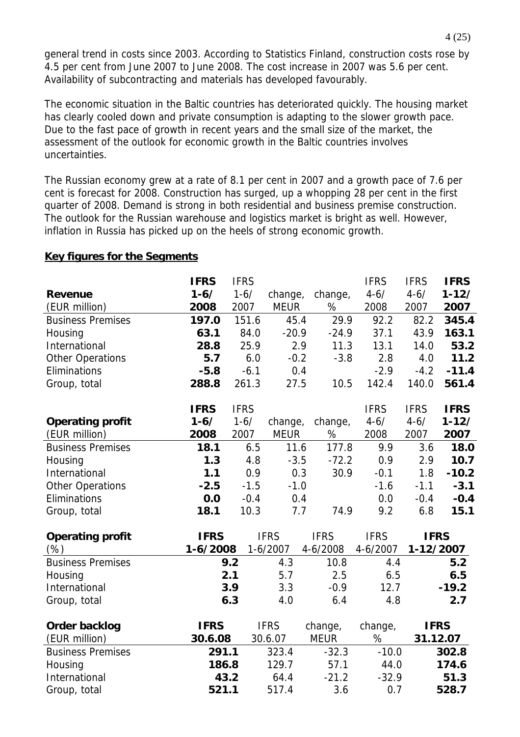general trend in costs since 2003. According to Statistics Finland, construction costs rose by 4.5 per cent from June 2007 to June 2008. The cost increase in 2007 was 5.6 per cent. Availability of subcontracting and materials has developed favourably.

The economic situation in the Baltic countries has deteriorated quickly. The housing market has clearly cooled down and private consumption is adapting to the slower growth pace. Due to the fast pace of growth in recent years and the small size of the market, the assessment of the outlook for economic growth in the Baltic countries involves uncertainties.

The Russian economy grew at a rate of 8.1 per cent in 2007 and a growth pace of 7.6 per cent is forecast for 2008. Construction has surged, up a whopping 28 per cent in the first quarter of 2008. Demand is strong in both residential and business premise construction. The outlook for the Russian warehouse and logistics market is bright as well. However, inflation in Russia has picked up on the heels of strong economic growth.

## Key figures for the Segments

| **Revenue** (EUR million) | **IFRS 1-6/ 2008** | IFRS 1-6/ 2007 | change, MEUR | change, % | IFRS 4-6/ 2008 | IFRS 4-6/ 2007 | **IFRS 1-12/ 2007** |
|---|---|---|---|---|---|---|---|
| Business Premises | **197.0** | 151.6 | 45.4 | 29.9 | 92.2 | 82.2 | **345.4** |
| Housing | **63.1** | 84.0 | -20.9 | -24.9 | 37.1 | 43.9 | **163.1** |
| International | **28.8** | 25.9 | 2.9 | 11.3 | 13.1 | 14.0 | **53.2** |
| Other Operations | **5.7** | 6.0 | -0.2 | -3.8 | 2.8 | 4.0 | **11.2** |
| Eliminations | **-5.8** | -6.1 | 0.4 | | -2.9 | -4.2 | **-11.4** |
| Group, total | **288.8** | 261.3 | 27.5 | 10.5 | 142.4 | 140.0 | **561.4** |

| **Operating profit** (EUR million) | **IFRS 1-6/ 2008** | IFRS 1-6/ 2007 | change, MEUR | change, % | IFRS 4-6/ 2008 | IFRS 4-6/ 2007 | **IFRS 1-12/ 2007** |
|---|---|---|---|---|---|---|---|
| Business Premises | **18.1** | 6.5 | 11.6 | 177.8 | 9.9 | 3.6 | **18.0** |
| Housing | **1.3** | 4.8 | -3.5 | -72.2 | 0.9 | 2.9 | **10.7** |
| International | **1.1** | 0.9 | 0.3 | 30.9 | -0.1 | 1.8 | **-10.2** |
| Other Operations | **-2.5** | -1.5 | -1.0 | | -1.6 | -1.1 | **-3.1** |
| Eliminations | **0.0** | -0.4 | 0.4 | | 0.0 | -0.4 | **-0.4** |
| Group, total | **18.1** | 10.3 | 7.7 | 74.9 | 9.2 | 6.8 | **15.1** |

| **Operating profit** (%) | **IFRS 1-6/2008** | IFRS 1-6/2007 | IFRS 4-6/2008 | IFRS 4-6/2007 | **IFRS 1-12/2007** |
|---|---|---|---|---|---|
| Business Premises | **9.2** | 4.3 | 10.8 | 4.4 | **5.2** |
| Housing | **2.1** | 5.7 | 2.5 | 6.5 | **6.5** |
| International | **3.9** | 3.3 | -0.9 | 12.7 | **-19.2** |
| Group, total | **6.3** | 4.0 | 6.4 | 4.8 | **2.7** |

| **Order backlog** (EUR million) | **IFRS 30.6.08** | IFRS 30.6.07 | change, MEUR | change, % | **IFRS 31.12.07** |
|---|---|---|---|---|---|
| Business Premises | **291.1** | 323.4 | -32.3 | -10.0 | **302.8** |
| Housing | **186.8** | 129.7 | 57.1 | 44.0 | **174.6** |
| International | **43.2** | 64.4 | -21.2 | -32.9 | **51.3** |
| Group, total | **521.1** | 517.4 | 3.6 | 0.7 | **528.7** |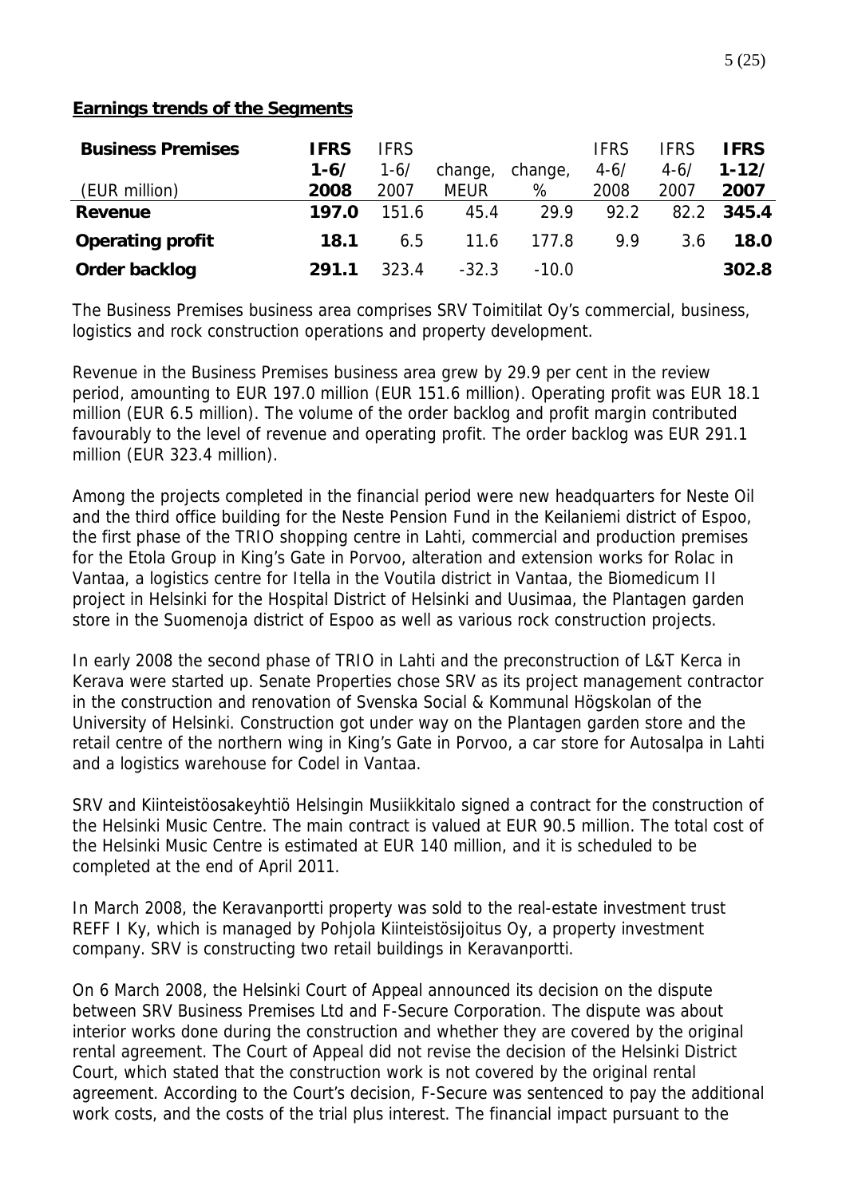## Earnings trends of the Segments

| Business Premises (EUR million) | IFRS 1-6/ 2008 | IFRS 1-6/ 2007 | change, MEUR | change, % | IFRS 4-6/ 2008 | IFRS 4-6/ 2007 | IFRS 1-12/ 2007 |
|---|---|---|---|---|---|---|---|
| **Revenue** | **197.0** | 151.6 | 45.4 | 29.9 | 92.2 | 82.2 | **345.4** |
| **Operating profit** | **18.1** | 6.5 | 11.6 | 177.8 | 9.9 | 3.6 | **18.0** |
| **Order backlog** | **291.1** | 323.4 | -32.3 | -10.0 | | | **302.8** |

The Business Premises business area comprises SRV Toimitilat Oy's commercial, business, logistics and rock construction operations and property development.

Revenue in the Business Premises business area grew by 29.9 per cent in the review period, amounting to EUR 197.0 million (EUR 151.6 million). Operating profit was EUR 18.1 million (EUR 6.5 million). The volume of the order backlog and profit margin contributed favourably to the level of revenue and operating profit. The order backlog was EUR 291.1 million (EUR 323.4 million).

Among the projects completed in the financial period were new headquarters for Neste Oil and the third office building for the Neste Pension Fund in the Keilaniemi district of Espoo, the first phase of the TRIO shopping centre in Lahti, commercial and production premises for the Etola Group in King's Gate in Porvoo, alteration and extension works for Rolac in Vantaa, a logistics centre for Itella in the Voutila district in Vantaa, the Biomedicum II project in Helsinki for the Hospital District of Helsinki and Uusimaa, the Plantagen garden store in the Suomenoja district of Espoo as well as various rock construction projects.

In early 2008 the second phase of TRIO in Lahti and the preconstruction of L&T Kerca in Kerava were started up. Senate Properties chose SRV as its project management contractor in the construction and renovation of Svenska Social & Kommunal Högskolan of the University of Helsinki. Construction got under way on the Plantagen garden store and the retail centre of the northern wing in King's Gate in Porvoo, a car store for Autosalpa in Lahti and a logistics warehouse for Codel in Vantaa.

SRV and Kiinteistöosakeyhtiö Helsingin Musiikkitalo signed a contract for the construction of the Helsinki Music Centre. The main contract is valued at EUR 90.5 million. The total cost of the Helsinki Music Centre is estimated at EUR 140 million, and it is scheduled to be completed at the end of April 2011.

In March 2008, the Keravanportti property was sold to the real-estate investment trust REFF I Ky, which is managed by Pohjola Kiinteistösijoitus Oy, a property investment company. SRV is constructing two retail buildings in Keravanportti.

On 6 March 2008, the Helsinki Court of Appeal announced its decision on the dispute between SRV Business Premises Ltd and F-Secure Corporation. The dispute was about interior works done during the construction and whether they are covered by the original rental agreement. The Court of Appeal did not revise the decision of the Helsinki District Court, which stated that the construction work is not covered by the original rental agreement. According to the Court's decision, F-Secure was sentenced to pay the additional work costs, and the costs of the trial plus interest. The financial impact pursuant to the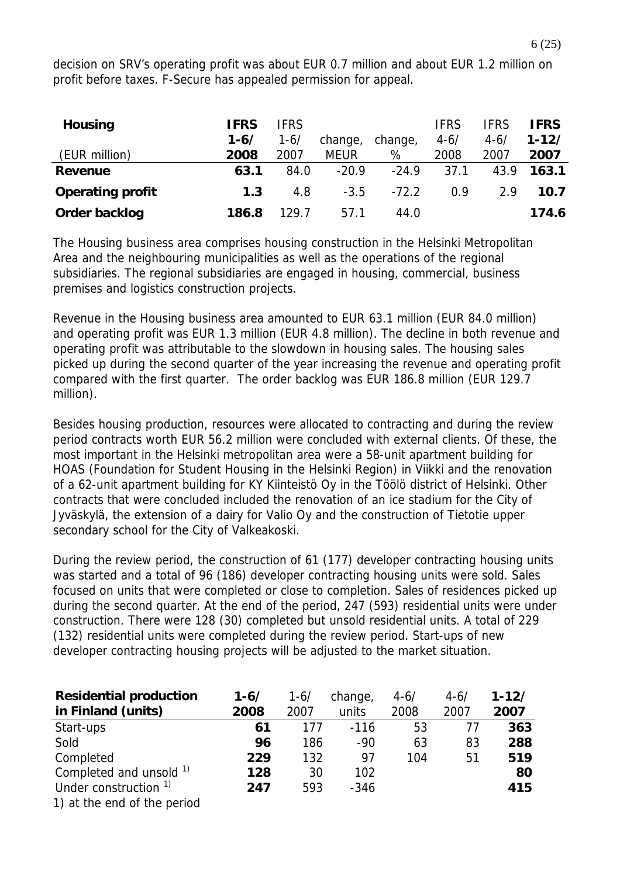decision on SRV's operating profit was about EUR 0.7 million and about EUR 1.2 million on profit before taxes. F-Secure has appealed permission for appeal.

| **Housing** | **IFRS** | IFRS | | | IFRS | IFRS | **IFRS** |
|---|---|---|---|---|---|---|---|
| | **1-6/** | 1-6/ | change, | change, | 4-6/ | 4-6/ | **1-12/** |
| (EUR million) | **2008** | 2007 | MEUR | % | 2008 | 2007 | **2007** |
| **Revenue** | **63.1** | 84.0 | -20.9 | -24.9 | 37.1 | 43.9 | **163.1** |
| **Operating profit** | **1.3** | 4.8 | -3.5 | -72.2 | 0.9 | 2.9 | **10.7** |
| **Order backlog** | **186.8** | 129.7 | 57.1 | 44.0 | | | **174.6** |

The Housing business area comprises housing construction in the Helsinki Metropolitan Area and the neighbouring municipalities as well as the operations of the regional subsidiaries. The regional subsidiaries are engaged in housing, commercial, business premises and logistics construction projects.

Revenue in the Housing business area amounted to EUR 63.1 million (EUR 84.0 million) and operating profit was EUR 1.3 million (EUR 4.8 million). The decline in both revenue and operating profit was attributable to the slowdown in housing sales. The housing sales picked up during the second quarter of the year increasing the revenue and operating profit compared with the first quarter. The order backlog was EUR 186.8 million (EUR 129.7 million).

Besides housing production, resources were allocated to contracting and during the review period contracts worth EUR 56.2 million were concluded with external clients. Of these, the most important in the Helsinki metropolitan area were a 58-unit apartment building for HOAS (Foundation for Student Housing in the Helsinki Region) in Viikki and the renovation of a 62-unit apartment building for KY Kiinteistö Oy in the Töölö district of Helsinki. Other contracts that were concluded included the renovation of an ice stadium for the City of Jyväskylä, the extension of a dairy for Valio Oy and the construction of Tietotie upper secondary school for the City of Valkeakoski.

During the review period, the construction of 61 (177) developer contracting housing units was started and a total of 96 (186) developer contracting housing units were sold. Sales focused on units that were completed or close to completion. Sales of residences picked up during the second quarter. At the end of the period, 247 (593) residential units were under construction. There were 128 (30) completed but unsold residential units. A total of 229 (132) residential units were completed during the review period. Start-ups of new developer contracting housing projects will be adjusted to the market situation.

| **Residential production in Finland (units)** | **1-6/ 2008** | 1-6/ 2007 | change, units | 4-6/ 2008 | 4-6/ 2007 | **1-12/ 2007** |
|---|---|---|---|---|---|---|
| Start-ups | **61** | 177 | -116 | 53 | 77 | **363** |
| Sold | **96** | 186 | -90 | 63 | 83 | **288** |
| Completed | **229** | 132 | 97 | 104 | 51 | **519** |
| Completed and unsold [1)] | **128** | 30 | 102 | | | **80** |
| Under construction [1)] | **247** | 593 | -346 | | | **415** |

1) at the end of the period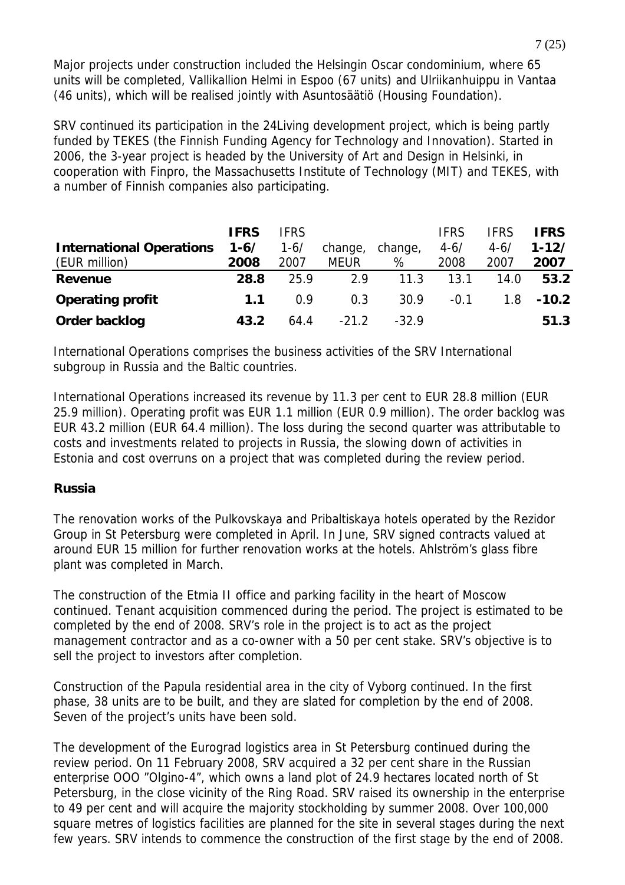Major projects under construction included the Helsingin Oscar condominium, where 65 units will be completed, Vallikallion Helmi in Espoo (67 units) and Ulriikanhuippu in Vantaa (46 units), which will be realised jointly with Asuntosäätiö (Housing Foundation).

SRV continued its participation in the 24Living development project, which is being partly funded by TEKES (the Finnish Funding Agency for Technology and Innovation). Started in 2006, the 3-year project is headed by the University of Art and Design in Helsinki, in cooperation with Finpro, the Massachusetts Institute of Technology (MIT) and TEKES, with a number of Finnish companies also participating.

| **International Operations** (EUR million) | **IFRS 1-6/ 2008** | IFRS 1-6/ 2007 | change, MEUR | change, % | IFRS 4-6/ 2008 | IFRS 4-6/ 2007 | **IFRS 1-12/ 2007** |
|---|---|---|---|---|---|---|---|
| **Revenue** | **28.8** | 25.9 | 2.9 | 11.3 | 13.1 | 14.0 | **53.2** |
| **Operating profit** | **1.1** | 0.9 | 0.3 | 30.9 | -0.1 | 1.8 | **-10.2** |
| **Order backlog** | **43.2** | 64.4 | -21.2 | -32.9 | | | **51.3** |

International Operations comprises the business activities of the SRV International subgroup in Russia and the Baltic countries.

International Operations increased its revenue by 11.3 per cent to EUR 28.8 million (EUR 25.9 million). Operating profit was EUR 1.1 million (EUR 0.9 million). The order backlog was EUR 43.2 million (EUR 64.4 million). The loss during the second quarter was attributable to costs and investments related to projects in Russia, the slowing down of activities in Estonia and cost overruns on a project that was completed during the review period.

### Russia

The renovation works of the Pulkovskaya and Pribaltiskaya hotels operated by the Rezidor Group in St Petersburg were completed in April. In June, SRV signed contracts valued at around EUR 15 million for further renovation works at the hotels. Ahlström's glass fibre plant was completed in March.

The construction of the Etmia II office and parking facility in the heart of Moscow continued. Tenant acquisition commenced during the period. The project is estimated to be completed by the end of 2008. SRV's role in the project is to act as the project management contractor and as a co-owner with a 50 per cent stake. SRV's objective is to sell the project to investors after completion.

Construction of the Papula residential area in the city of Vyborg continued. In the first phase, 38 units are to be built, and they are slated for completion by the end of 2008. Seven of the project's units have been sold.

The development of the Eurograd logistics area in St Petersburg continued during the review period. On 11 February 2008, SRV acquired a 32 per cent share in the Russian enterprise OOO "Olgino-4", which owns a land plot of 24.9 hectares located north of St Petersburg, in the close vicinity of the Ring Road. SRV raised its ownership in the enterprise to 49 per cent and will acquire the majority stockholding by summer 2008. Over 100,000 square metres of logistics facilities are planned for the site in several stages during the next few years. SRV intends to commence the construction of the first stage by the end of 2008.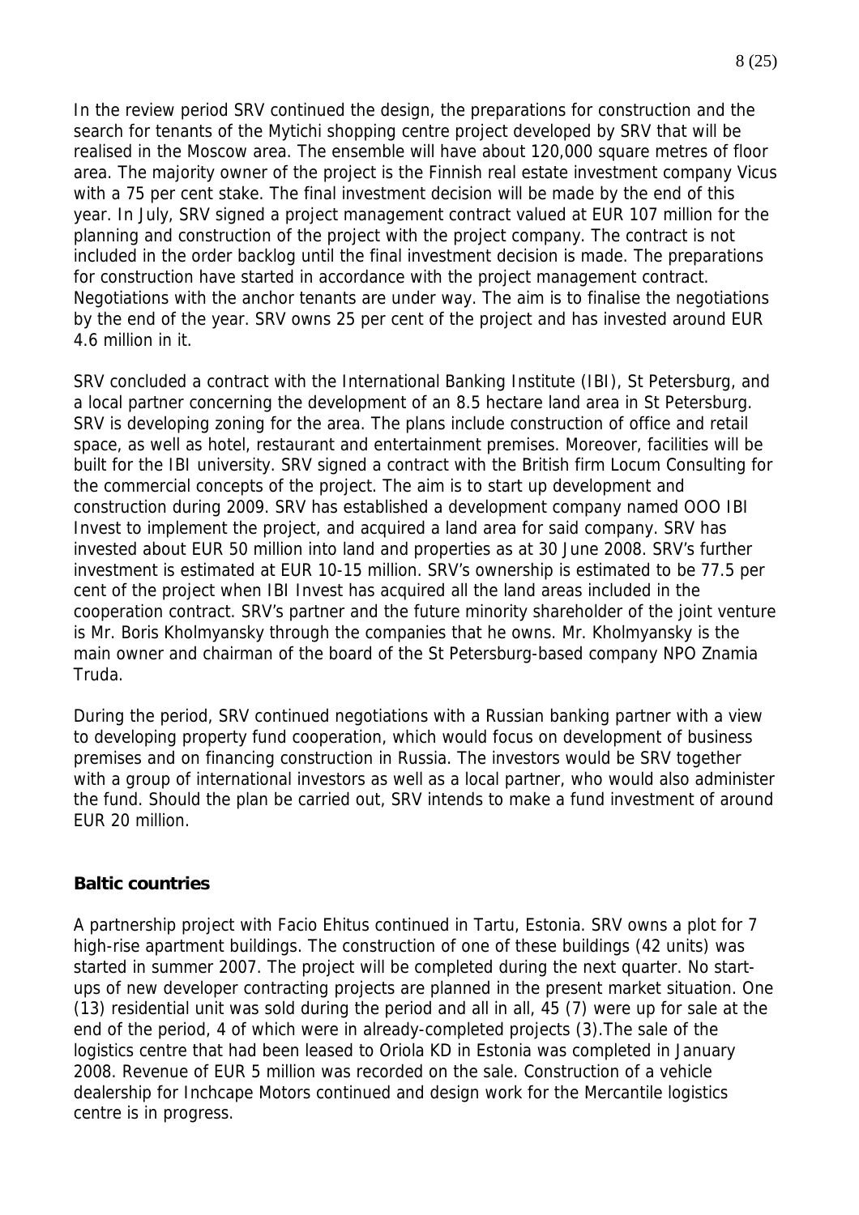In the review period SRV continued the design, the preparations for construction and the search for tenants of the Mytichi shopping centre project developed by SRV that will be realised in the Moscow area. The ensemble will have about 120,000 square metres of floor area. The majority owner of the project is the Finnish real estate investment company Vicus with a 75 per cent stake. The final investment decision will be made by the end of this year. In July, SRV signed a project management contract valued at EUR 107 million for the planning and construction of the project with the project company. The contract is not included in the order backlog until the final investment decision is made. The preparations for construction have started in accordance with the project management contract. Negotiations with the anchor tenants are under way. The aim is to finalise the negotiations by the end of the year. SRV owns 25 per cent of the project and has invested around EUR 4.6 million in it.

SRV concluded a contract with the International Banking Institute (IBI), St Petersburg, and a local partner concerning the development of an 8.5 hectare land area in St Petersburg. SRV is developing zoning for the area. The plans include construction of office and retail space, as well as hotel, restaurant and entertainment premises. Moreover, facilities will be built for the IBI university. SRV signed a contract with the British firm Locum Consulting for the commercial concepts of the project. The aim is to start up development and construction during 2009. SRV has established a development company named OOO IBI Invest to implement the project, and acquired a land area for said company. SRV has invested about EUR 50 million into land and properties as at 30 June 2008. SRV's further investment is estimated at EUR 10-15 million. SRV's ownership is estimated to be 77.5 per cent of the project when IBI Invest has acquired all the land areas included in the cooperation contract. SRV's partner and the future minority shareholder of the joint venture is Mr. Boris Kholmyansky through the companies that he owns. Mr. Kholmyansky is the main owner and chairman of the board of the St Petersburg-based company NPO Znamia Truda.

During the period, SRV continued negotiations with a Russian banking partner with a view to developing property fund cooperation, which would focus on development of business premises and on financing construction in Russia. The investors would be SRV together with a group of international investors as well as a local partner, who would also administer the fund. Should the plan be carried out, SRV intends to make a fund investment of around EUR 20 million.

**Baltic countries**

A partnership project with Facio Ehitus continued in Tartu, Estonia. SRV owns a plot for 7 high-rise apartment buildings. The construction of one of these buildings (42 units) was started in summer 2007. The project will be completed during the next quarter. No start-ups of new developer contracting projects are planned in the present market situation. One (13) residential unit was sold during the period and all in all, 45 (7) were up for sale at the end of the period, 4 of which were in already-completed projects (3).The sale of the logistics centre that had been leased to Oriola KD in Estonia was completed in January 2008. Revenue of EUR 5 million was recorded on the sale. Construction of a vehicle dealership for Inchcape Motors continued and design work for the Mercantile logistics centre is in progress.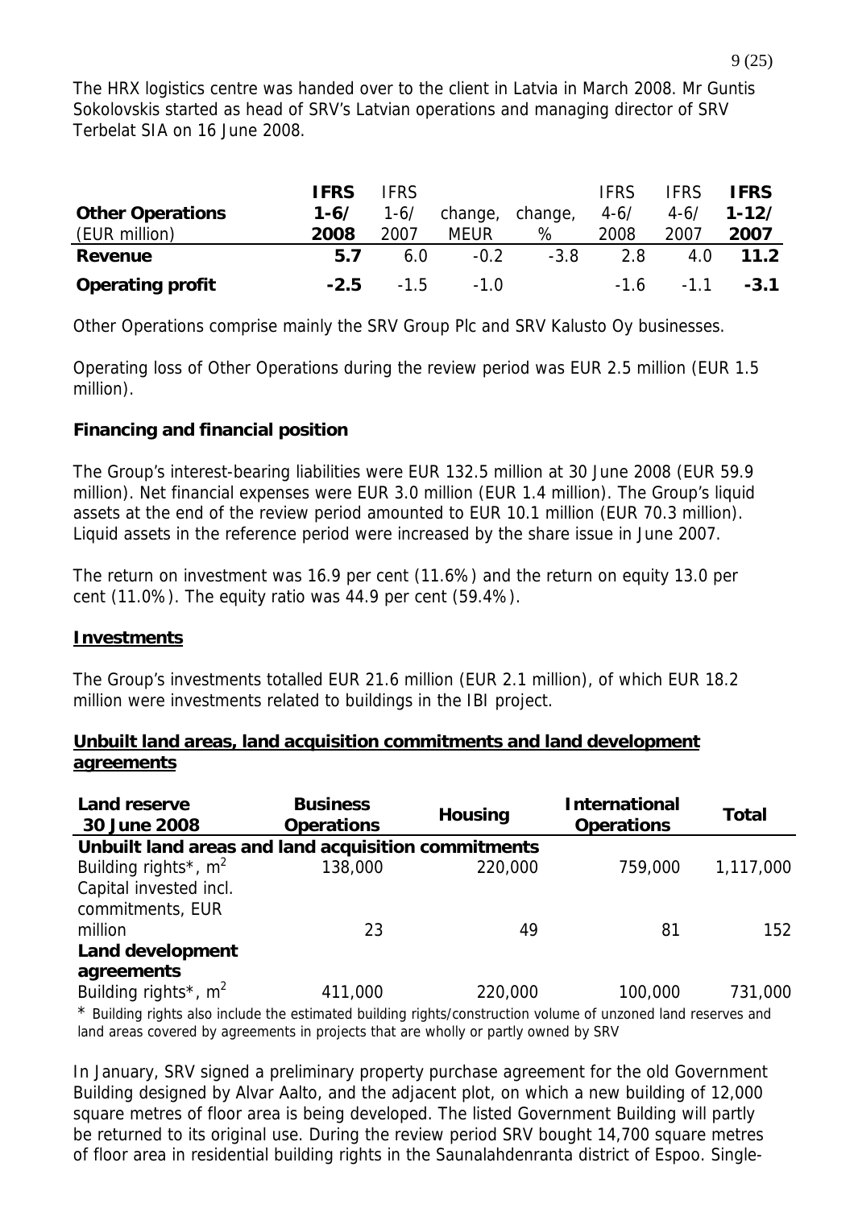The HRX logistics centre was handed over to the client in Latvia in March 2008. Mr Guntis Sokolovskis started as head of SRV's Latvian operations and managing director of SRV Terbelat SIA on 16 June 2008.

| **Other Operations** (EUR million) | **IFRS 1-6/ 2008** | IFRS 1-6/ 2007 | change, MEUR | change, % | IFRS 4-6/ 2008 | IFRS 4-6/ 2007 | **IFRS 1-12/ 2007** |
|---|---|---|---|---|---|---|---|
| **Revenue** | **5.7** | 6.0 | -0.2 | -3.8 | 2.8 | 4.0 | **11.2** |
| **Operating profit** | **-2.5** | -1.5 | -1.0 | | -1.6 | -1.1 | **-3.1** |

Other Operations comprise mainly the SRV Group Plc and SRV Kalusto Oy businesses.

Operating loss of Other Operations during the review period was EUR 2.5 million (EUR 1.5 million).

## Financing and financial position

The Group's interest-bearing liabilities were EUR 132.5 million at 30 June 2008 (EUR 59.9 million). Net financial expenses were EUR 3.0 million (EUR 1.4 million). The Group's liquid assets at the end of the review period amounted to EUR 10.1 million (EUR 70.3 million). Liquid assets in the reference period were increased by the share issue in June 2007.

The return on investment was 16.9 per cent (11.6%) and the return on equity 13.0 per cent (11.0%). The equity ratio was 44.9 per cent (59.4%).

## Investments

The Group's investments totalled EUR 21.6 million (EUR 2.1 million), of which EUR 18.2 million were investments related to buildings in the IBI project.

## Unbuilt land areas, land acquisition commitments and land development agreements

| **Land reserve 30 June 2008** | **Business Operations** | **Housing** | **International Operations** | **Total** |
|---|---|---|---|---|
| **Unbuilt land areas and land acquisition commitments** | | | | |
| Building rights*, m² | 138,000 | 220,000 | 759,000 | 1,117,000 |
| Capital invested incl. commitments, EUR million | 23 | 49 | 81 | 152 |
| **Land development agreements** | | | | |
| Building rights*, m² | 411,000 | 220,000 | 100,000 | 731,000 |

* Building rights also include the estimated building rights/construction volume of unzoned land reserves and land areas covered by agreements in projects that are wholly or partly owned by SRV

In January, SRV signed a preliminary property purchase agreement for the old Government Building designed by Alvar Aalto, and the adjacent plot, on which a new building of 12,000 square metres of floor area is being developed. The listed Government Building will partly be returned to its original use. During the review period SRV bought 14,700 square metres of floor area in residential building rights in the Saunalahdenranta district of Espoo. Single-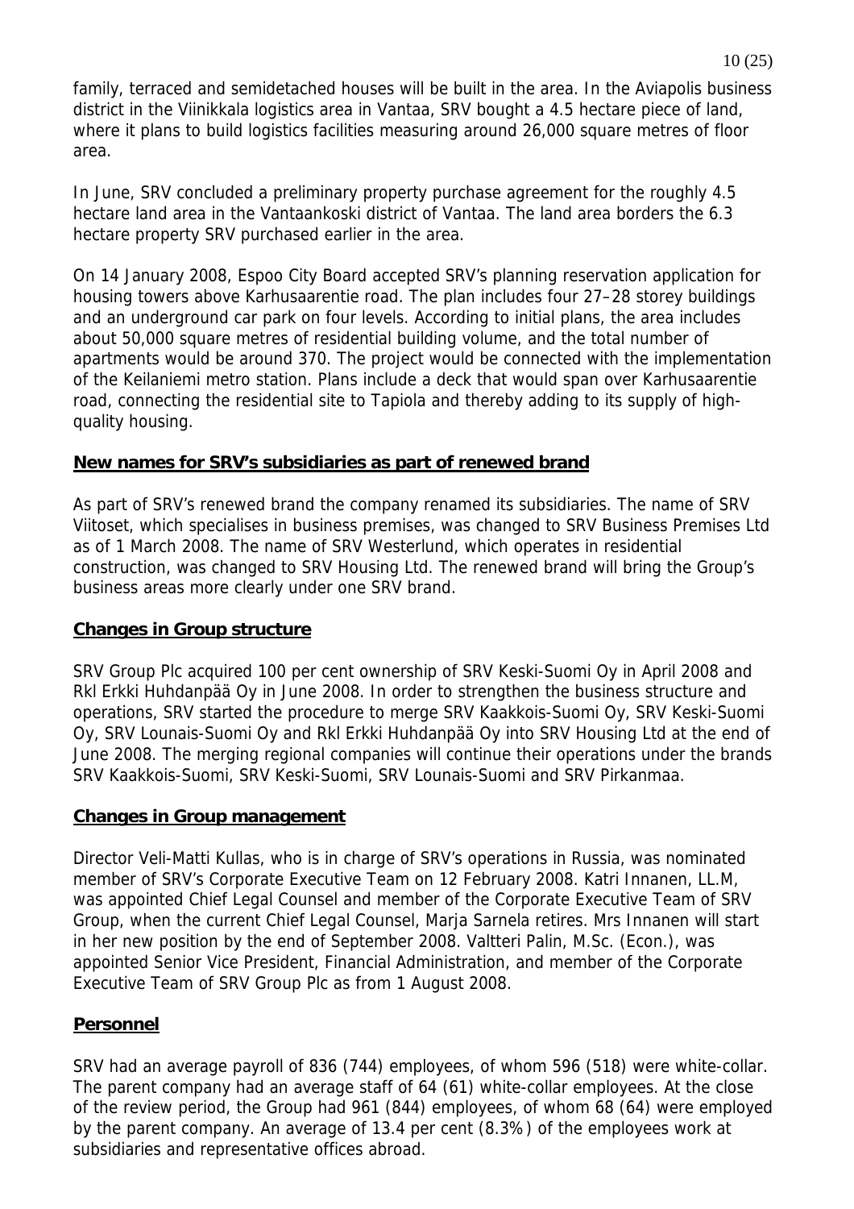family, terraced and semidetached houses will be built in the area. In the Aviapolis business district in the Viinikkala logistics area in Vantaa, SRV bought a 4.5 hectare piece of land, where it plans to build logistics facilities measuring around 26,000 square metres of floor area.

In June, SRV concluded a preliminary property purchase agreement for the roughly 4.5 hectare land area in the Vantaankoski district of Vantaa. The land area borders the 6.3 hectare property SRV purchased earlier in the area.

On 14 January 2008, Espoo City Board accepted SRV's planning reservation application for housing towers above Karhusaarentie road. The plan includes four 27–28 storey buildings and an underground car park on four levels. According to initial plans, the area includes about 50,000 square metres of residential building volume, and the total number of apartments would be around 370. The project would be connected with the implementation of the Keilaniemi metro station. Plans include a deck that would span over Karhusaarentie road, connecting the residential site to Tapiola and thereby adding to its supply of high-quality housing.

## New names for SRV's subsidiaries as part of renewed brand

As part of SRV's renewed brand the company renamed its subsidiaries. The name of SRV Viitoset, which specialises in business premises, was changed to SRV Business Premises Ltd as of 1 March 2008. The name of SRV Westerlund, which operates in residential construction, was changed to SRV Housing Ltd. The renewed brand will bring the Group's business areas more clearly under one SRV brand.

## Changes in Group structure

SRV Group Plc acquired 100 per cent ownership of SRV Keski-Suomi Oy in April 2008 and Rkl Erkki Huhdanpää Oy in June 2008. In order to strengthen the business structure and operations, SRV started the procedure to merge SRV Kaakkois-Suomi Oy, SRV Keski-Suomi Oy, SRV Lounais-Suomi Oy and Rkl Erkki Huhdanpää Oy into SRV Housing Ltd at the end of June 2008. The merging regional companies will continue their operations under the brands SRV Kaakkois-Suomi, SRV Keski-Suomi, SRV Lounais-Suomi and SRV Pirkanmaa.

## Changes in Group management

Director Veli-Matti Kullas, who is in charge of SRV's operations in Russia, was nominated member of SRV's Corporate Executive Team on 12 February 2008. Katri Innanen, LL.M, was appointed Chief Legal Counsel and member of the Corporate Executive Team of SRV Group, when the current Chief Legal Counsel, Marja Sarnela retires. Mrs Innanen will start in her new position by the end of September 2008. Valtteri Palin, M.Sc. (Econ.), was appointed Senior Vice President, Financial Administration, and member of the Corporate Executive Team of SRV Group Plc as from 1 August 2008.

## Personnel

SRV had an average payroll of 836 (744) employees, of whom 596 (518) were white-collar. The parent company had an average staff of 64 (61) white-collar employees. At the close of the review period, the Group had 961 (844) employees, of whom 68 (64) were employed by the parent company. An average of 13.4 per cent (8.3%) of the employees work at subsidiaries and representative offices abroad.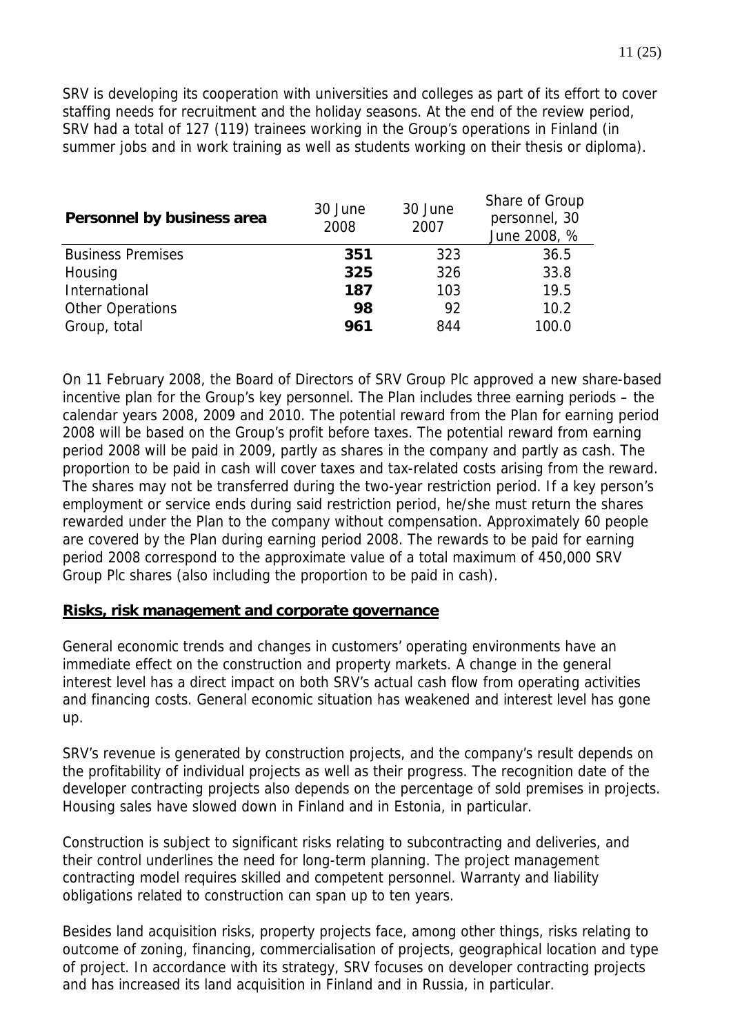SRV is developing its cooperation with universities and colleges as part of its effort to cover staffing needs for recruitment and the holiday seasons. At the end of the review period, SRV had a total of 127 (119) trainees working in the Group's operations in Finland (in summer jobs and in work training as well as students working on their thesis or diploma).

| Personnel by business area | 30 June 2008 | 30 June 2007 | Share of Group personnel, 30 June 2008, % |
|---|---|---|---|
| Business Premises | **351** | 323 | 36.5 |
| Housing | **325** | 326 | 33.8 |
| International | **187** | 103 | 19.5 |
| Other Operations | **98** | 92 | 10.2 |
| Group, total | **961** | 844 | 100.0 |

On 11 February 2008, the Board of Directors of SRV Group Plc approved a new share-based incentive plan for the Group's key personnel. The Plan includes three earning periods – the calendar years 2008, 2009 and 2010. The potential reward from the Plan for earning period 2008 will be based on the Group's profit before taxes. The potential reward from earning period 2008 will be paid in 2009, partly as shares in the company and partly as cash. The proportion to be paid in cash will cover taxes and tax-related costs arising from the reward. The shares may not be transferred during the two-year restriction period. If a key person's employment or service ends during said restriction period, he/she must return the shares rewarded under the Plan to the company without compensation. Approximately 60 people are covered by the Plan during earning period 2008. The rewards to be paid for earning period 2008 correspond to the approximate value of a total maximum of 450,000 SRV Group Plc shares (also including the proportion to be paid in cash).

## Risks, risk management and corporate governance

General economic trends and changes in customers' operating environments have an immediate effect on the construction and property markets. A change in the general interest level has a direct impact on both SRV's actual cash flow from operating activities and financing costs. General economic situation has weakened and interest level has gone up.

SRV's revenue is generated by construction projects, and the company's result depends on the profitability of individual projects as well as their progress. The recognition date of the developer contracting projects also depends on the percentage of sold premises in projects. Housing sales have slowed down in Finland and in Estonia, in particular.

Construction is subject to significant risks relating to subcontracting and deliveries, and their control underlines the need for long-term planning. The project management contracting model requires skilled and competent personnel. Warranty and liability obligations related to construction can span up to ten years.

Besides land acquisition risks, property projects face, among other things, risks relating to outcome of zoning, financing, commercialisation of projects, geographical location and type of project. In accordance with its strategy, SRV focuses on developer contracting projects and has increased its land acquisition in Finland and in Russia, in particular.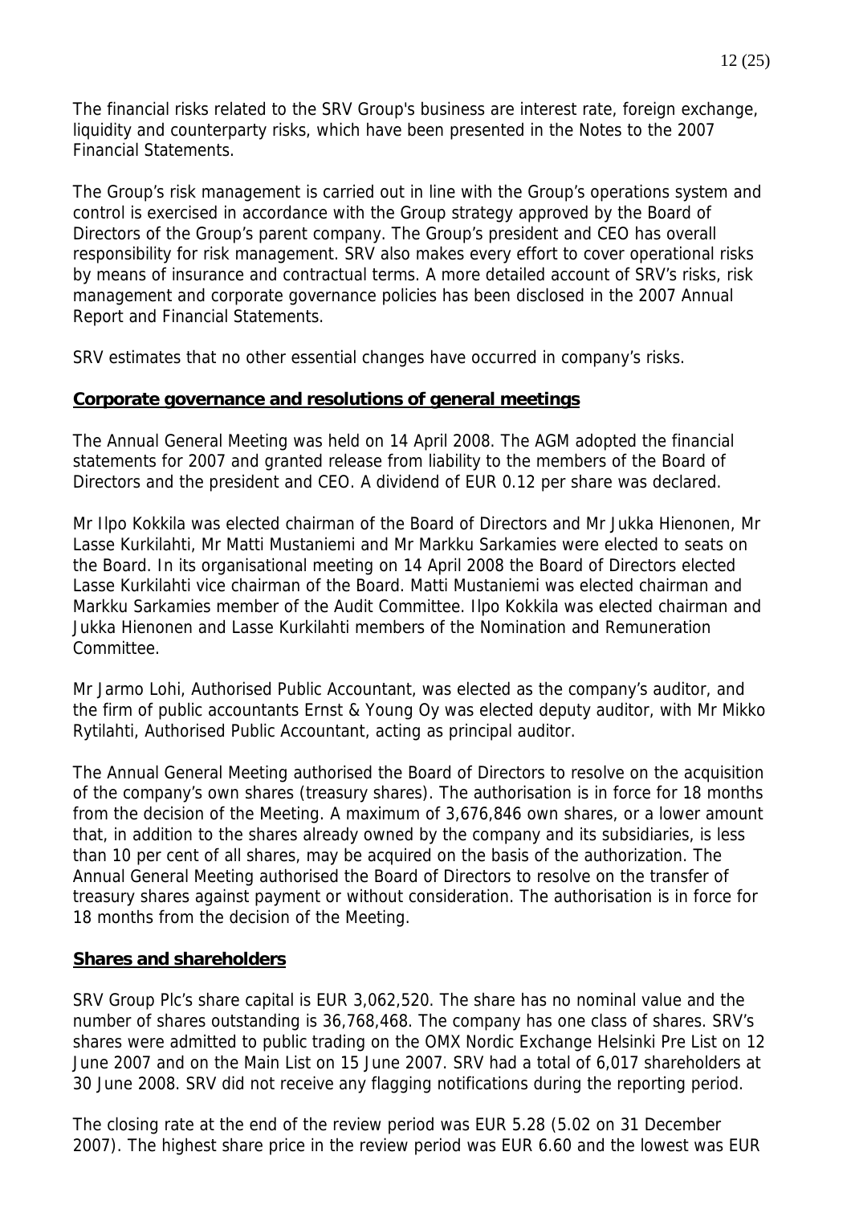The financial risks related to the SRV Group's business are interest rate, foreign exchange, liquidity and counterparty risks, which have been presented in the Notes to the 2007 Financial Statements.

The Group's risk management is carried out in line with the Group's operations system and control is exercised in accordance with the Group strategy approved by the Board of Directors of the Group's parent company. The Group's president and CEO has overall responsibility for risk management. SRV also makes every effort to cover operational risks by means of insurance and contractual terms. A more detailed account of SRV's risks, risk management and corporate governance policies has been disclosed in the 2007 Annual Report and Financial Statements.

SRV estimates that no other essential changes have occurred in company's risks.

## Corporate governance and resolutions of general meetings

The Annual General Meeting was held on 14 April 2008. The AGM adopted the financial statements for 2007 and granted release from liability to the members of the Board of Directors and the president and CEO. A dividend of EUR 0.12 per share was declared.

Mr Ilpo Kokkila was elected chairman of the Board of Directors and Mr Jukka Hienonen, Mr Lasse Kurkilahti, Mr Matti Mustaniemi and Mr Markku Sarkamies were elected to seats on the Board. In its organisational meeting on 14 April 2008 the Board of Directors elected Lasse Kurkilahti vice chairman of the Board. Matti Mustaniemi was elected chairman and Markku Sarkamies member of the Audit Committee. Ilpo Kokkila was elected chairman and Jukka Hienonen and Lasse Kurkilahti members of the Nomination and Remuneration Committee.

Mr Jarmo Lohi, Authorised Public Accountant, was elected as the company's auditor, and the firm of public accountants Ernst & Young Oy was elected deputy auditor, with Mr Mikko Rytilahti, Authorised Public Accountant, acting as principal auditor.

The Annual General Meeting authorised the Board of Directors to resolve on the acquisition of the company's own shares (treasury shares). The authorisation is in force for 18 months from the decision of the Meeting. A maximum of 3,676,846 own shares, or a lower amount that, in addition to the shares already owned by the company and its subsidiaries, is less than 10 per cent of all shares, may be acquired on the basis of the authorization. The Annual General Meeting authorised the Board of Directors to resolve on the transfer of treasury shares against payment or without consideration. The authorisation is in force for 18 months from the decision of the Meeting.

## Shares and shareholders

SRV Group Plc's share capital is EUR 3,062,520. The share has no nominal value and the number of shares outstanding is 36,768,468. The company has one class of shares. SRV's shares were admitted to public trading on the OMX Nordic Exchange Helsinki Pre List on 12 June 2007 and on the Main List on 15 June 2007. SRV had a total of 6,017 shareholders at 30 June 2008. SRV did not receive any flagging notifications during the reporting period.

The closing rate at the end of the review period was EUR 5.28 (5.02 on 31 December 2007). The highest share price in the review period was EUR 6.60 and the lowest was EUR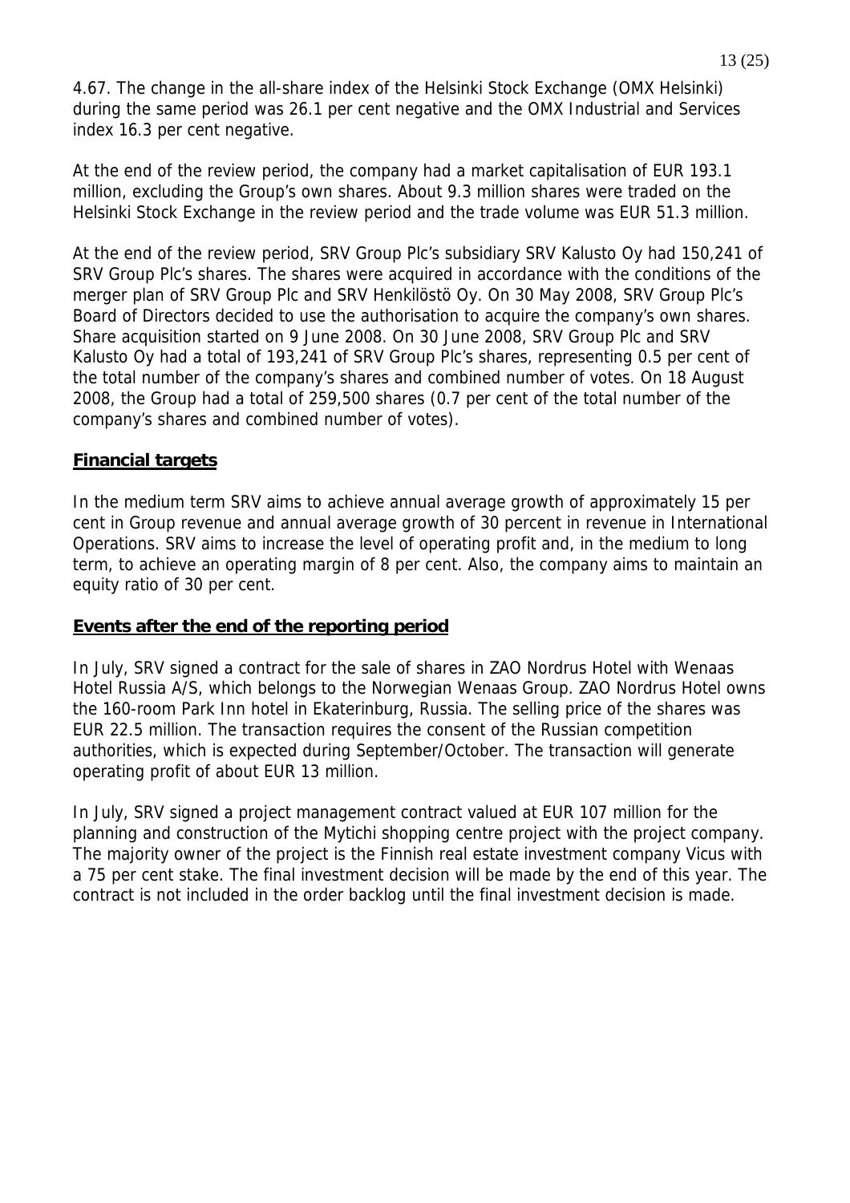4.67. The change in the all-share index of the Helsinki Stock Exchange (OMX Helsinki) during the same period was 26.1 per cent negative and the OMX Industrial and Services index 16.3 per cent negative.

At the end of the review period, the company had a market capitalisation of EUR 193.1 million, excluding the Group's own shares. About 9.3 million shares were traded on the Helsinki Stock Exchange in the review period and the trade volume was EUR 51.3 million.

At the end of the review period, SRV Group Plc's subsidiary SRV Kalusto Oy had 150,241 of SRV Group Plc's shares. The shares were acquired in accordance with the conditions of the merger plan of SRV Group Plc and SRV Henkilöstö Oy. On 30 May 2008, SRV Group Plc's Board of Directors decided to use the authorisation to acquire the company's own shares. Share acquisition started on 9 June 2008. On 30 June 2008, SRV Group Plc and SRV Kalusto Oy had a total of 193,241 of SRV Group Plc's shares, representing 0.5 per cent of the total number of the company's shares and combined number of votes. On 18 August 2008, the Group had a total of 259,500 shares (0.7 per cent of the total number of the company's shares and combined number of votes).

## Financial targets

In the medium term SRV aims to achieve annual average growth of approximately 15 per cent in Group revenue and annual average growth of 30 percent in revenue in International Operations. SRV aims to increase the level of operating profit and, in the medium to long term, to achieve an operating margin of 8 per cent. Also, the company aims to maintain an equity ratio of 30 per cent.

## Events after the end of the reporting period

In July, SRV signed a contract for the sale of shares in ZAO Nordrus Hotel with Wenaas Hotel Russia A/S, which belongs to the Norwegian Wenaas Group. ZAO Nordrus Hotel owns the 160-room Park Inn hotel in Ekaterinburg, Russia. The selling price of the shares was EUR 22.5 million. The transaction requires the consent of the Russian competition authorities, which is expected during September/October. The transaction will generate operating profit of about EUR 13 million.

In July, SRV signed a project management contract valued at EUR 107 million for the planning and construction of the Mytichi shopping centre project with the project company. The majority owner of the project is the Finnish real estate investment company Vicus with a 75 per cent stake. The final investment decision will be made by the end of this year. The contract is not included in the order backlog until the final investment decision is made.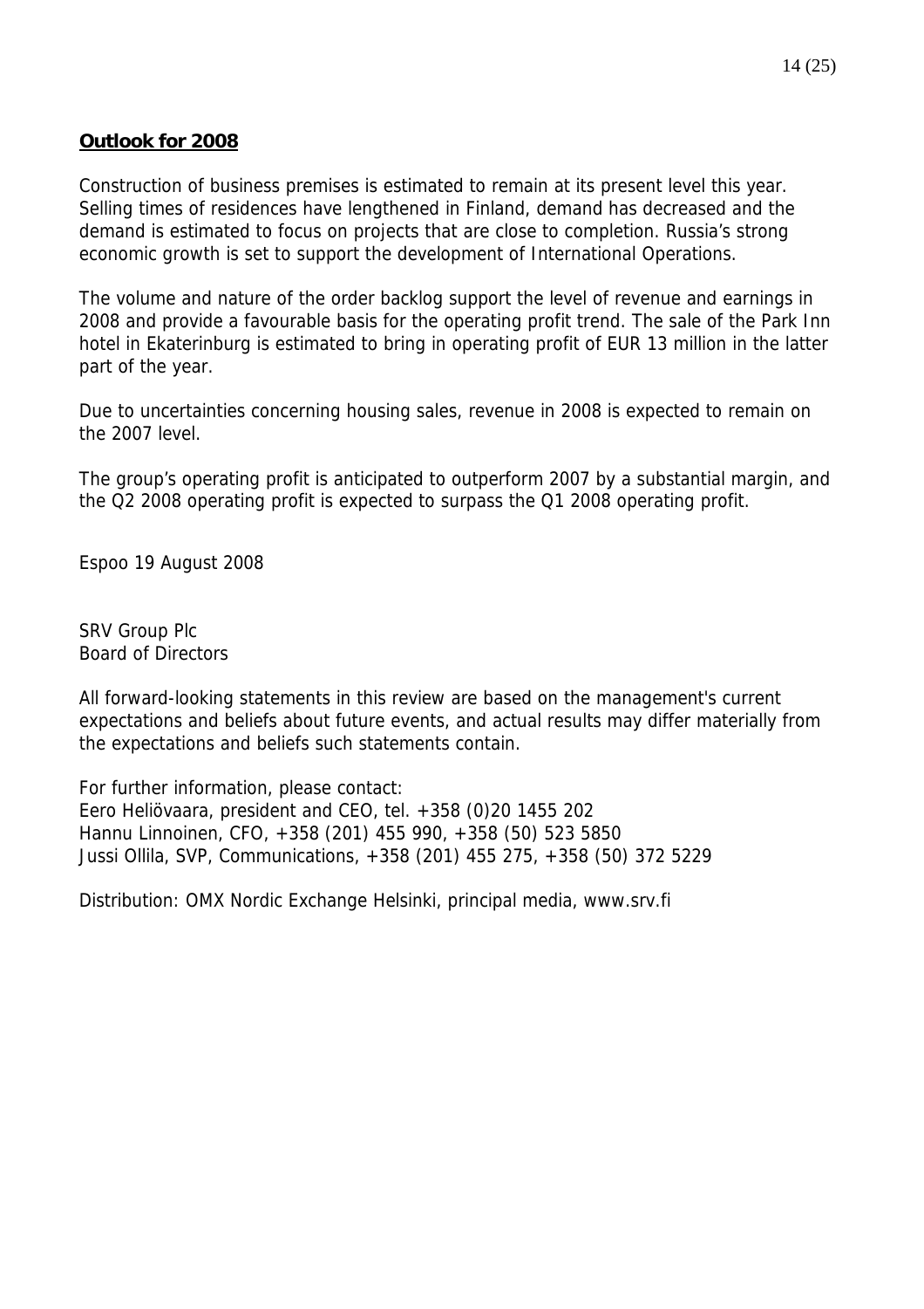## Outlook for 2008

Construction of business premises is estimated to remain at its present level this year. Selling times of residences have lengthened in Finland, demand has decreased and the demand is estimated to focus on projects that are close to completion. Russia's strong economic growth is set to support the development of International Operations.

The volume and nature of the order backlog support the level of revenue and earnings in 2008 and provide a favourable basis for the operating profit trend. The sale of the Park Inn hotel in Ekaterinburg is estimated to bring in operating profit of EUR 13 million in the latter part of the year.

Due to uncertainties concerning housing sales, revenue in 2008 is expected to remain on the 2007 level.

The group's operating profit is anticipated to outperform 2007 by a substantial margin, and the Q2 2008 operating profit is expected to surpass the Q1 2008 operating profit.

Espoo 19 August 2008

SRV Group Plc
Board of Directors

All forward-looking statements in this review are based on the management's current expectations and beliefs about future events, and actual results may differ materially from the expectations and beliefs such statements contain.

For further information, please contact:
Eero Heliövaara, president and CEO, tel. +358 (0)20 1455 202
Hannu Linnoinen, CFO, +358 (201) 455 990, +358 (50) 523 5850
Jussi Ollila, SVP, Communications, +358 (201) 455 275, +358 (50) 372 5229

Distribution: OMX Nordic Exchange Helsinki, principal media, www.srv.fi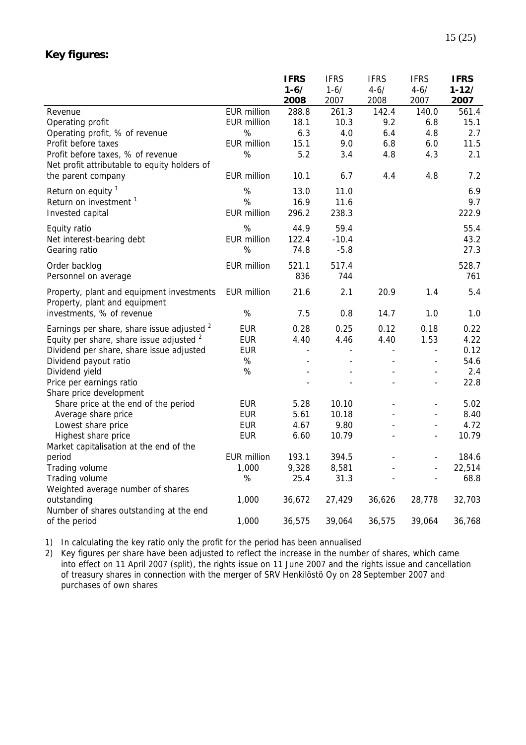**Key figures:**

| | | IFRS 1-6/ 2008 | IFRS 1-6/ 2007 | IFRS 4-6/ 2008 | IFRS 4-6/ 2007 | IFRS 1-12/ 2007 |
|---|---|---|---|---|---|---|
| Revenue | EUR million | 288.8 | 261.3 | 142.4 | 140.0 | 561.4 |
| Operating profit | EUR million | 18.1 | 10.3 | 9.2 | 6.8 | 15.1 |
| Operating profit, % of revenue | % | 6.3 | 4.0 | 6.4 | 4.8 | 2.7 |
| Profit before taxes | EUR million | 15.1 | 9.0 | 6.8 | 6.0 | 11.5 |
| Profit before taxes, % of revenue | % | 5.2 | 3.4 | 4.8 | 4.3 | 2.1 |
| Net profit attributable to equity holders of the parent company | EUR million | 10.1 | 6.7 | 4.4 | 4.8 | 7.2 |
| Return on equity [1] | % | 13.0 | 11.0 | | | 6.9 |
| Return on investment [1] | % | 16.9 | 11.6 | | | 9.7 |
| Invested capital | EUR million | 296.2 | 238.3 | | | 222.9 |
| Equity ratio | % | 44.9 | 59.4 | | | 55.4 |
| Net interest-bearing debt | EUR million | 122.4 | -10.4 | | | 43.2 |
| Gearing ratio | % | 74.8 | -5.8 | | | 27.3 |
| Order backlog | EUR million | 521.1 | 517.4 | | | 528.7 |
| Personnel on average | | 836 | 744 | | | 761 |
| Property, plant and equipment investments | EUR million | 21.6 | 2.1 | 20.9 | 1.4 | 5.4 |
| Property, plant and equipment investments, % of revenue | % | 7.5 | 0.8 | 14.7 | 1.0 | 1.0 |
| Earnings per share, share issue adjusted [2] | EUR | 0.28 | 0.25 | 0.12 | 0.18 | 0.22 |
| Equity per share, share issue adjusted [2] | EUR | 4.40 | 4.46 | 4.40 | 1.53 | 4.22 |
| Dividend per share, share issue adjusted | EUR | - | - | - | - | 0.12 |
| Dividend payout ratio | % | - | - | - | - | 54.6 |
| Dividend yield | % | - | - | - | - | 2.4 |
| Price per earnings ratio | | - | - | - | - | 22.8 |
| Share price development | | | | | | |
| Share price at the end of the period | EUR | 5.28 | 10.10 | - | - | 5.02 |
| Average share price | EUR | 5.61 | 10.18 | - | - | 8.40 |
| Lowest share price | EUR | 4.67 | 9.80 | - | - | 4.72 |
| Highest share price | EUR | 6.60 | 10.79 | - | - | 10.79 |
| Market capitalisation at the end of the period | EUR million | 193.1 | 394.5 | - | - | 184.6 |
| Trading volume | 1,000 | 9,328 | 8,581 | - | - | 22,514 |
| Trading volume | % | 25.4 | 31.3 | - | - | 68.8 |
| Weighted average number of shares outstanding | 1,000 | 36,672 | 27,429 | 36,626 | 28,778 | 32,703 |
| Number of shares outstanding at the end of the period | 1,000 | 36,575 | 39,064 | 36,575 | 39,064 | 36,768 |

1) In calculating the key ratio only the profit for the period has been annualised

2) Key figures per share have been adjusted to reflect the increase in the number of shares, which came into effect on 11 April 2007 (split), the rights issue on 11 June 2007 and the rights issue and cancellation of treasury shares in connection with the merger of SRV Henkilöstö Oy on 28 September 2007 and purchases of own shares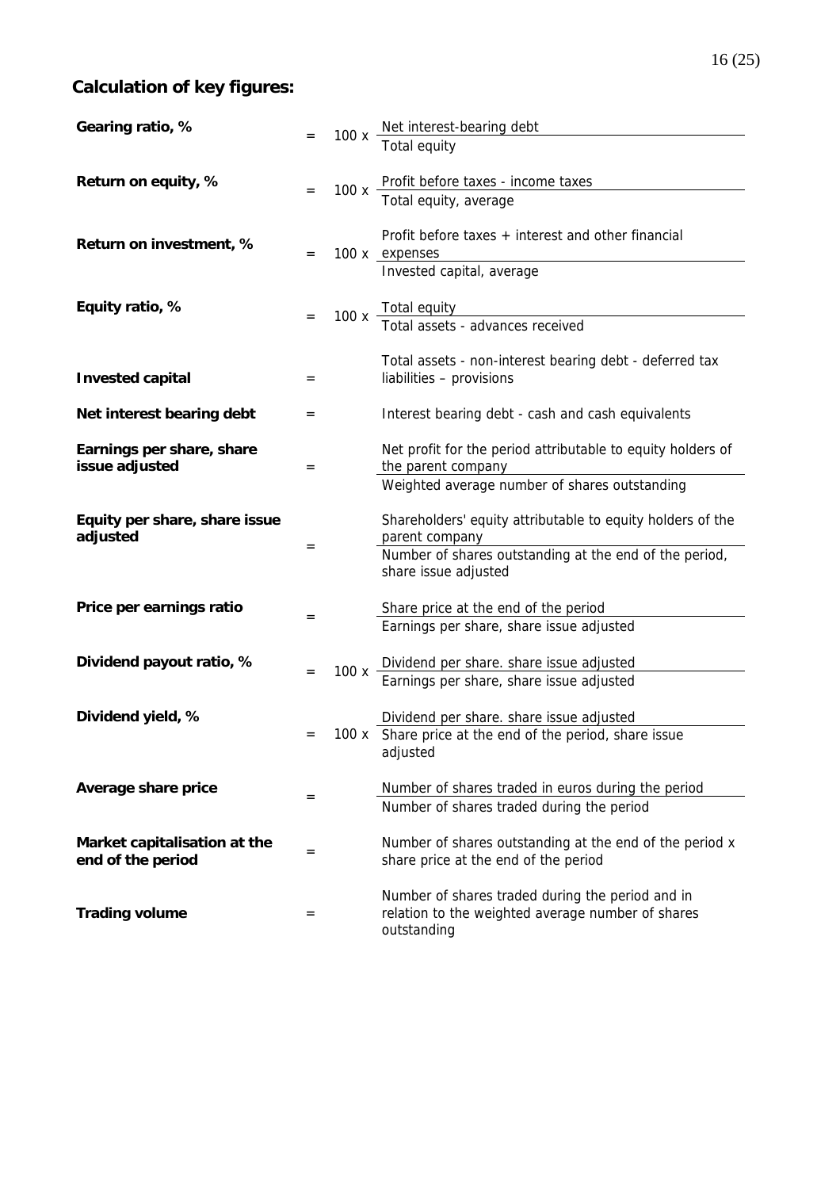## Calculation of key figures:

**Gearing ratio, %**

$$= 100 \times \frac{\text{Net interest-bearing debt}}{\text{Total equity}}$$

**Return on equity, %**

$$= 100 \times \frac{\text{Profit before taxes - income taxes}}{\text{Total equity, average}}$$

**Return on investment, %**

$$= 100 \times \frac{\text{Profit before taxes + interest and other financial expenses}}{\text{Invested capital, average}}$$

**Equity ratio, %**

$$= 100 \times \frac{\text{Total equity}}{\text{Total assets - advances received}}$$

**Invested capital** = Total assets - non-interest bearing debt - deferred tax liabilities – provisions

**Net interest bearing debt** = Interest bearing debt - cash and cash equivalents

**Earnings per share, share issue adjusted**

$$= \frac{\text{Net profit for the period attributable to equity holders of the parent company}}{\text{Weighted average number of shares outstanding}}$$

**Equity per share, share issue adjusted**

$$= \frac{\text{Shareholders' equity attributable to equity holders of the parent company}}{\text{Number of shares outstanding at the end of the period, share issue adjusted}}$$

**Price per earnings ratio**

$$= \frac{\text{Share price at the end of the period}}{\text{Earnings per share, share issue adjusted}}$$

**Dividend payout ratio, %**

$$= 100 \times \frac{\text{Dividend per share. share issue adjusted}}{\text{Earnings per share, share issue adjusted}}$$

**Dividend yield, %**

$$= 100 \times \frac{\text{Dividend per share. share issue adjusted}}{\text{Share price at the end of the period, share issue adjusted}}$$

**Average share price**

$$= \frac{\text{Number of shares traded in euros during the period}}{\text{Number of shares traded during the period}}$$

**Market capitalisation at the end of the period** = Number of shares outstanding at the end of the period x share price at the end of the period

**Trading volume** = Number of shares traded during the period and in relation to the weighted average number of shares outstanding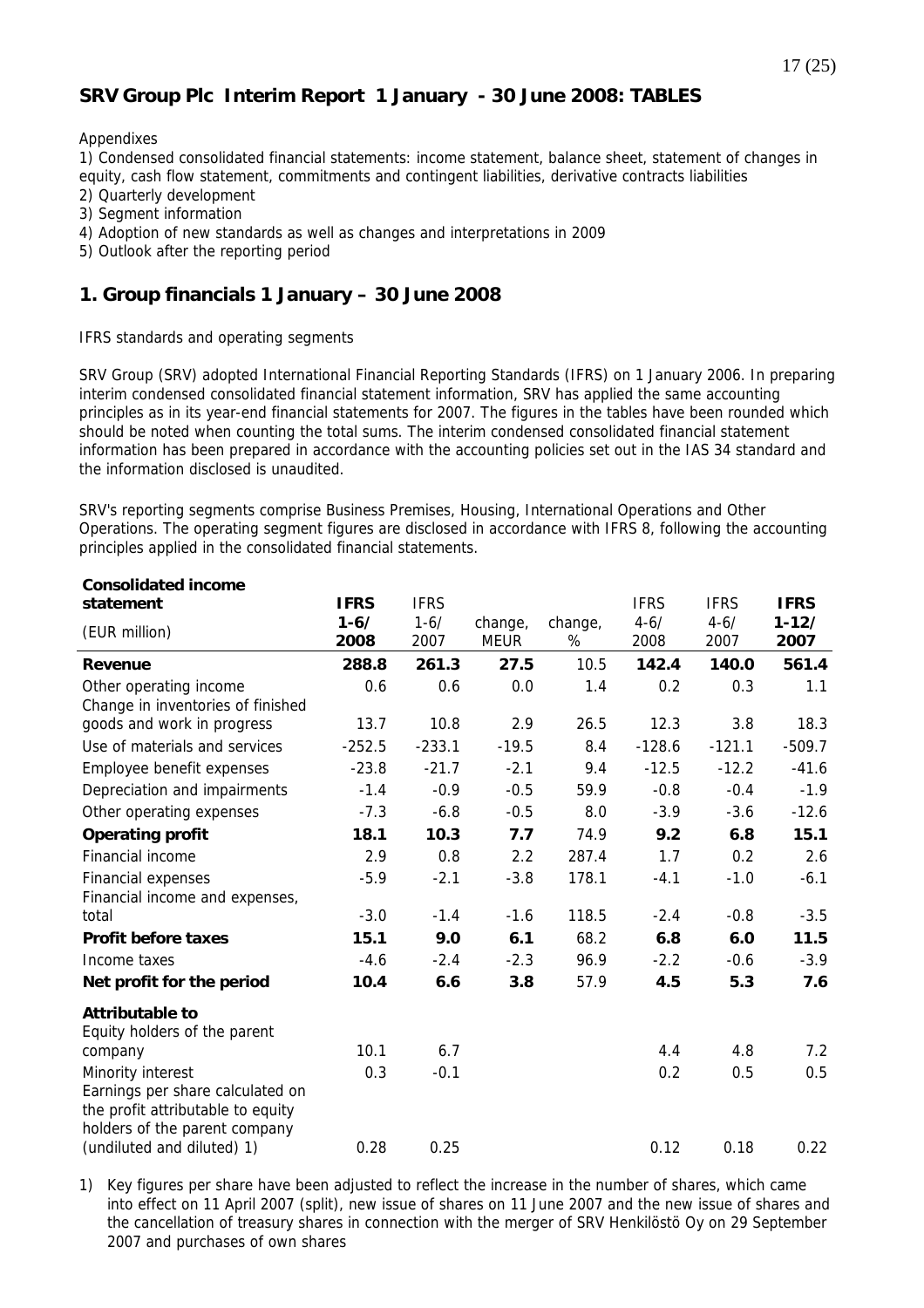## SRV Group Plc Interim Report 1 January - 30 June 2008: TABLES

Appendixes

1) Condensed consolidated financial statements: income statement, balance sheet, statement of changes in equity, cash flow statement, commitments and contingent liabilities, derivative contracts liabilities
2) Quarterly development
3) Segment information
4) Adoption of new standards as well as changes and interpretations in 2009
5) Outlook after the reporting period

## 1. Group financials 1 January – 30 June 2008

IFRS standards and operating segments

SRV Group (SRV) adopted International Financial Reporting Standards (IFRS) on 1 January 2006. In preparing interim condensed consolidated financial statement information, SRV has applied the same accounting principles as in its year-end financial statements for 2007. The figures in the tables have been rounded which should be noted when counting the total sums. The interim condensed consolidated financial statement information has been prepared in accordance with the accounting policies set out in the IAS 34 standard and the information disclosed is unaudited.

SRV's reporting segments comprise Business Premises, Housing, International Operations and Other Operations. The operating segment figures are disclosed in accordance with IFRS 8, following the accounting principles applied in the consolidated financial statements.

| **Consolidated income statement** (EUR million) | **IFRS 1-6/ 2008** | IFRS 1-6/ 2007 | change, MEUR | change, % | IFRS 4-6/ 2008 | IFRS 4-6/ 2007 | **IFRS 1-12/ 2007** |
|---|---|---|---|---|---|---|---|
| **Revenue** | **288.8** | **261.3** | **27.5** | 10.5 | **142.4** | **140.0** | **561.4** |
| Other operating income | 0.6 | 0.6 | 0.0 | 1.4 | 0.2 | 0.3 | 1.1 |
| Change in inventories of finished goods and work in progress | 13.7 | 10.8 | 2.9 | 26.5 | 12.3 | 3.8 | 18.3 |
| Use of materials and services | -252.5 | -233.1 | -19.5 | 8.4 | -128.6 | -121.1 | -509.7 |
| Employee benefit expenses | -23.8 | -21.7 | -2.1 | 9.4 | -12.5 | -12.2 | -41.6 |
| Depreciation and impairments | -1.4 | -0.9 | -0.5 | 59.9 | -0.8 | -0.4 | -1.9 |
| Other operating expenses | -7.3 | -6.8 | -0.5 | 8.0 | -3.9 | -3.6 | -12.6 |
| **Operating profit** | **18.1** | **10.3** | **7.7** | 74.9 | **9.2** | **6.8** | **15.1** |
| Financial income | 2.9 | 0.8 | 2.2 | 287.4 | 1.7 | 0.2 | 2.6 |
| Financial expenses | -5.9 | -2.1 | -3.8 | 178.1 | -4.1 | -1.0 | -6.1 |
| Financial income and expenses, total | -3.0 | -1.4 | -1.6 | 118.5 | -2.4 | -0.8 | -3.5 |
| **Profit before taxes** | **15.1** | **9.0** | **6.1** | 68.2 | **6.8** | **6.0** | **11.5** |
| Income taxes | -4.6 | -2.4 | -2.3 | 96.9 | -2.2 | -0.6 | -3.9 |
| **Net profit for the period** | **10.4** | **6.6** | **3.8** | 57.9 | **4.5** | **5.3** | **7.6** |
| **Attributable to** | | | | | | | |
| Equity holders of the parent company | 10.1 | 6.7 | | | 4.4 | 4.8 | 7.2 |
| Minority interest | 0.3 | -0.1 | | | 0.2 | 0.5 | 0.5 |
| Earnings per share calculated on the profit attributable to equity holders of the parent company (undiluted and diluted) 1) | 0.28 | 0.25 | | | 0.12 | 0.18 | 0.22 |

1) Key figures per share have been adjusted to reflect the increase in the number of shares, which came into effect on 11 April 2007 (split), new issue of shares on 11 June 2007 and the new issue of shares and the cancellation of treasury shares in connection with the merger of SRV Henkilöstö Oy on 29 September 2007 and purchases of own shares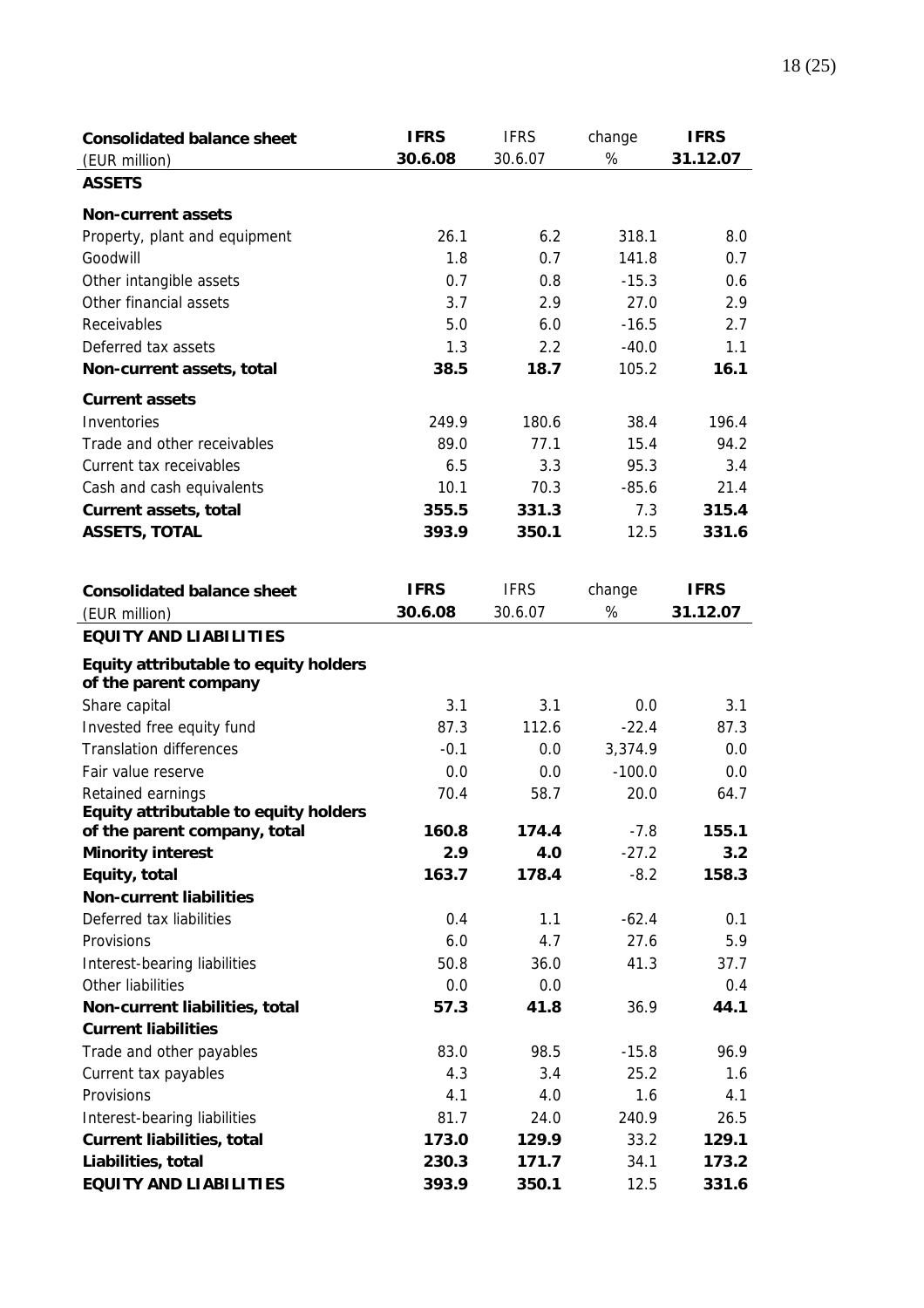| Consolidated balance sheet | IFRS | IFRS | change | IFRS |
|---|---|---|---|---|
| (EUR million) | 30.6.08 | 30.6.07 | % | 31.12.07 |
| **ASSETS** | | | | |
| **Non-current assets** | | | | |
| Property, plant and equipment | 26.1 | 6.2 | 318.1 | 8.0 |
| Goodwill | 1.8 | 0.7 | 141.8 | 0.7 |
| Other intangible assets | 0.7 | 0.8 | -15.3 | 0.6 |
| Other financial assets | 3.7 | 2.9 | 27.0 | 2.9 |
| Receivables | 5.0 | 6.0 | -16.5 | 2.7 |
| Deferred tax assets | 1.3 | 2.2 | -40.0 | 1.1 |
| **Non-current assets, total** | **38.5** | **18.7** | 105.2 | **16.1** |
| **Current assets** | | | | |
| Inventories | 249.9 | 180.6 | 38.4 | 196.4 |
| Trade and other receivables | 89.0 | 77.1 | 15.4 | 94.2 |
| Current tax receivables | 6.5 | 3.3 | 95.3 | 3.4 |
| Cash and cash equivalents | 10.1 | 70.3 | -85.6 | 21.4 |
| **Current assets, total** | **355.5** | **331.3** | 7.3 | **315.4** |
| **ASSETS, TOTAL** | **393.9** | **350.1** | 12.5 | **331.6** |

| Consolidated balance sheet | IFRS | IFRS | change | IFRS |
|---|---|---|---|---|
| (EUR million) | 30.6.08 | 30.6.07 | % | 31.12.07 |
| **EQUITY AND LIABILITIES** | | | | |
| **Equity attributable to equity holders of the parent company** | | | | |
| Share capital | 3.1 | 3.1 | 0.0 | 3.1 |
| Invested free equity fund | 87.3 | 112.6 | -22.4 | 87.3 |
| Translation differences | -0.1 | 0.0 | 3,374.9 | 0.0 |
| Fair value reserve | 0.0 | 0.0 | -100.0 | 0.0 |
| Retained earnings | 70.4 | 58.7 | 20.0 | 64.7 |
| **Equity attributable to equity holders of the parent company, total** | **160.8** | **174.4** | -7.8 | **155.1** |
| **Minority interest** | **2.9** | **4.0** | -27.2 | **3.2** |
| **Equity, total** | **163.7** | **178.4** | -8.2 | **158.3** |
| **Non-current liabilities** | | | | |
| Deferred tax liabilities | 0.4 | 1.1 | -62.4 | 0.1 |
| Provisions | 6.0 | 4.7 | 27.6 | 5.9 |
| Interest-bearing liabilities | 50.8 | 36.0 | 41.3 | 37.7 |
| Other liabilities | 0.0 | 0.0 | | 0.4 |
| **Non-current liabilities, total** | **57.3** | **41.8** | 36.9 | **44.1** |
| **Current liabilities** | | | | |
| Trade and other payables | 83.0 | 98.5 | -15.8 | 96.9 |
| Current tax payables | 4.3 | 3.4 | 25.2 | 1.6 |
| Provisions | 4.1 | 4.0 | 1.6 | 4.1 |
| Interest-bearing liabilities | 81.7 | 24.0 | 240.9 | 26.5 |
| **Current liabilities, total** | **173.0** | **129.9** | 33.2 | **129.1** |
| **Liabilities, total** | **230.3** | **171.7** | 34.1 | **173.2** |
| **EQUITY AND LIABILITIES** | **393.9** | **350.1** | 12.5 | **331.6** |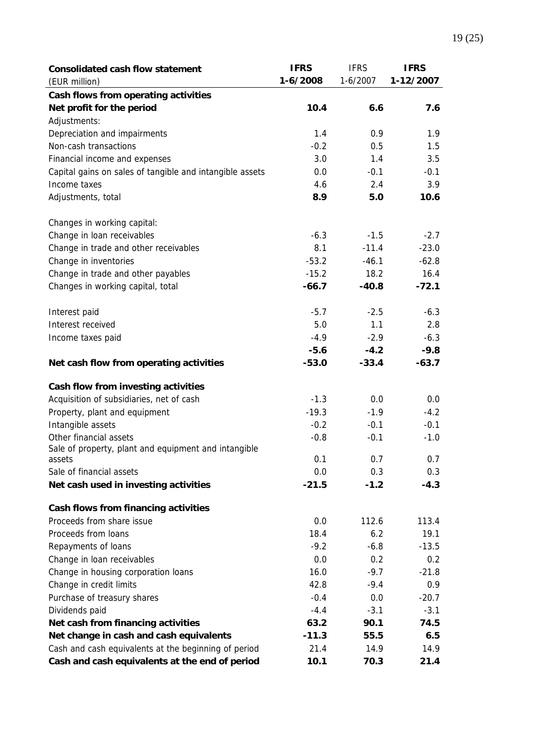| Consolidated cash flow statement (EUR million) | IFRS 1-6/2008 | IFRS 1-6/2007 | IFRS 1-12/2007 |
|---|---|---|---|
| **Cash flows from operating activities** | | | |
| **Net profit for the period** | **10.4** | **6.6** | **7.6** |
| Adjustments: | | | |
| Depreciation and impairments | 1.4 | 0.9 | 1.9 |
| Non-cash transactions | -0.2 | 0.5 | 1.5 |
| Financial income and expenses | 3.0 | 1.4 | 3.5 |
| Capital gains on sales of tangible and intangible assets | 0.0 | -0.1 | -0.1 |
| Income taxes | 4.6 | 2.4 | 3.9 |
| Adjustments, total | **8.9** | **5.0** | **10.6** |
| | | | |
| Changes in working capital: | | | |
| Change in loan receivables | -6.3 | -1.5 | -2.7 |
| Change in trade and other receivables | 8.1 | -11.4 | -23.0 |
| Change in inventories | -53.2 | -46.1 | -62.8 |
| Change in trade and other payables | -15.2 | 18.2 | 16.4 |
| Changes in working capital, total | **-66.7** | **-40.8** | **-72.1** |
| | | | |
| Interest paid | -5.7 | -2.5 | -6.3 |
| Interest received | 5.0 | 1.1 | 2.8 |
| Income taxes paid | -4.9 | -2.9 | -6.3 |
| | **-5.6** | **-4.2** | **-9.8** |
| **Net cash flow from operating activities** | **-53.0** | **-33.4** | **-63.7** |
| | | | |
| **Cash flow from investing activities** | | | |
| Acquisition of subsidiaries, net of cash | -1.3 | 0.0 | 0.0 |
| Property, plant and equipment | -19.3 | -1.9 | -4.2 |
| Intangible assets | -0.2 | -0.1 | -0.1 |
| Other financial assets | -0.8 | -0.1 | -1.0 |
| Sale of property, plant and equipment and intangible assets | 0.1 | 0.7 | 0.7 |
| Sale of financial assets | 0.0 | 0.3 | 0.3 |
| **Net cash used in investing activities** | **-21.5** | **-1.2** | **-4.3** |
| | | | |
| **Cash flows from financing activities** | | | |
| Proceeds from share issue | 0.0 | 112.6 | 113.4 |
| Proceeds from loans | 18.4 | 6.2 | 19.1 |
| Repayments of loans | -9.2 | -6.8 | -13.5 |
| Change in loan receivables | 0.0 | 0.2 | 0.2 |
| Change in housing corporation loans | 16.0 | -9.7 | -21.8 |
| Change in credit limits | 42.8 | -9.4 | 0.9 |
| Purchase of treasury shares | -0.4 | 0.0 | -20.7 |
| Dividends paid | -4.4 | -3.1 | -3.1 |
| **Net cash from financing activities** | **63.2** | **90.1** | **74.5** |
| **Net change in cash and cash equivalents** | **-11.3** | **55.5** | **6.5** |
| Cash and cash equivalents at the beginning of period | 21.4 | 14.9 | 14.9 |
| **Cash and cash equivalents at the end of period** | **10.1** | **70.3** | **21.4** |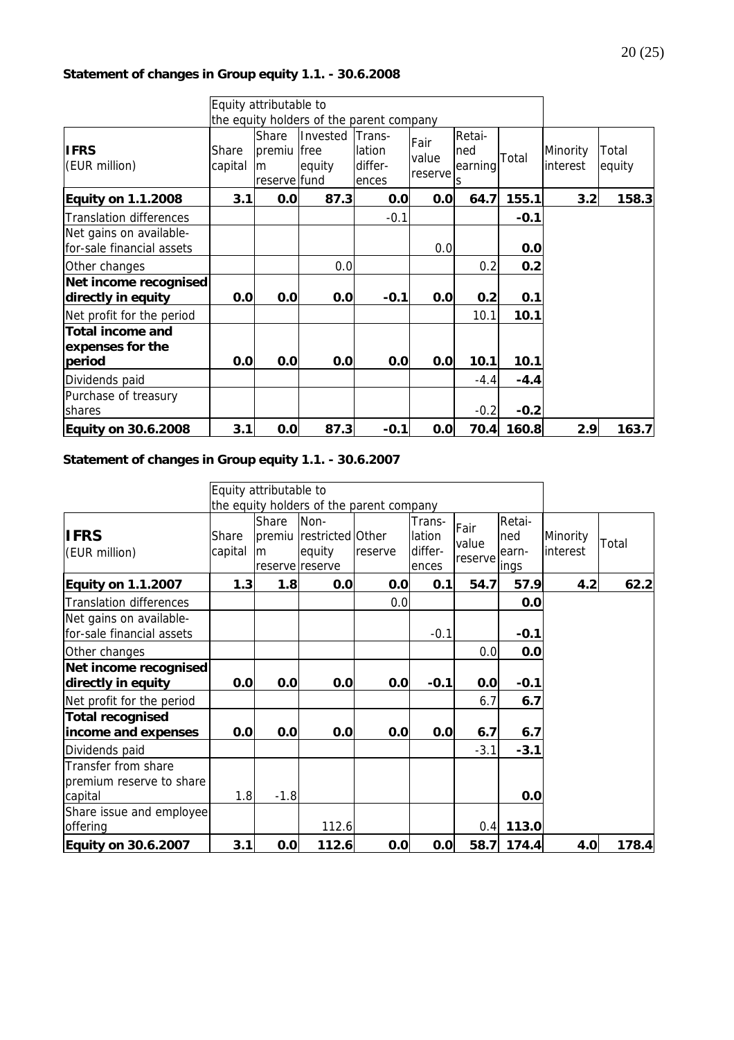**Statement of changes in Group equity 1.1. - 30.6.2008**

| | Equity attributable to the equity holders of the parent company | | | | | | | | |
|---|---|---|---|---|---|---|---|---|---|
| **IFRS** (EUR million) | Share capital | Share premium reserve | Invested free equity fund | Translation differences | Fair value reserve | Retained earnings | Total | Minority interest | Total equity |
| **Equity on 1.1.2008** | **3.1** | **0.0** | **87.3** | **0.0** | **0.0** | **64.7** | **155.1** | **3.2** | **158.3** |
| Translation differences | | | | -0.1 | | | **-0.1** | | |
| Net gains on available-for-sale financial assets | | | | | 0.0 | | **0.0** | | |
| Other changes | | | 0.0 | | | 0.2 | **0.2** | | |
| **Net income recognised directly in equity** | **0.0** | **0.0** | **0.0** | **-0.1** | **0.0** | **0.2** | **0.1** | | |
| Net profit for the period | | | | | | 10.1 | **10.1** | | |
| **Total income and expenses for the period** | **0.0** | **0.0** | **0.0** | **0.0** | **0.0** | **10.1** | **10.1** | | |
| Dividends paid | | | | | | -4.4 | **-4.4** | | |
| Purchase of treasury shares | | | | | | -0.2 | **-0.2** | | |
| **Equity on 30.6.2008** | **3.1** | **0.0** | **87.3** | **-0.1** | **0.0** | **70.4** | **160.8** | **2.9** | **163.7** |

**Statement of changes in Group equity 1.1. - 30.6.2007**

| | Equity attributable to the equity holders of the parent company | | | | | | | | |
|---|---|---|---|---|---|---|---|---|---|
| **IFRS** (EUR million) | Share capital | Share premium reserve | Non-restricted equity reserve | Other reserve | Translation differences | Fair value reserve | Retained earnings | Minority interest | Total |
| **Equity on 1.1.2007** | **1.3** | **1.8** | **0.0** | **0.0** | **0.1** | **54.7** | **57.9** | **4.2** | **62.2** |
| Translation differences | | | | 0.0 | | | **0.0** | | |
| Net gains on available-for-sale financial assets | | | | | -0.1 | | **-0.1** | | |
| Other changes | | | | | | 0.0 | **0.0** | | |
| **Net income recognised directly in equity** | **0.0** | **0.0** | **0.0** | **0.0** | **-0.1** | **0.0** | **-0.1** | | |
| Net profit for the period | | | | | | 6.7 | **6.7** | | |
| **Total recognised income and expenses** | **0.0** | **0.0** | **0.0** | **0.0** | **0.0** | **6.7** | **6.7** | | |
| Dividends paid | | | | | | -3.1 | **-3.1** | | |
| Transfer from share premium reserve to share capital | 1.8 | -1.8 | | | | | **0.0** | | |
| Share issue and employee offering | | | 112.6 | | | 0.4 | **113.0** | | |
| **Equity on 30.6.2007** | **3.1** | **0.0** | **112.6** | **0.0** | **0.0** | **58.7** | **174.4** | **4.0** | **178.4** |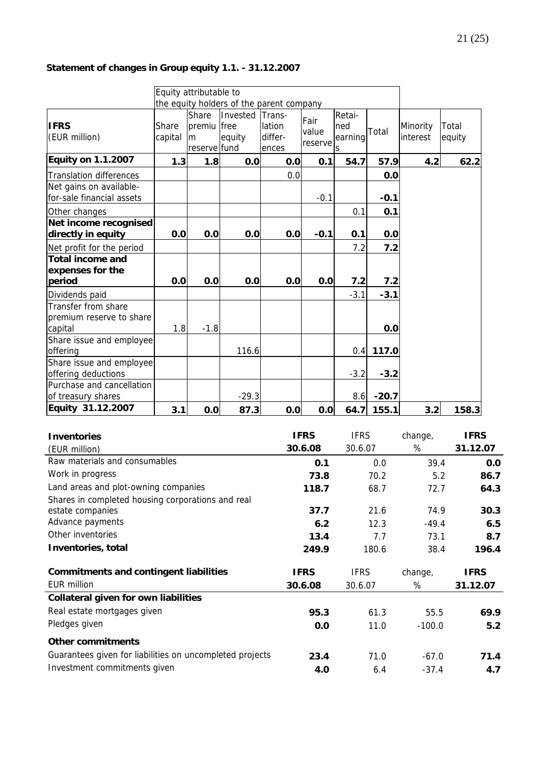**Statement of changes in Group equity 1.1. - 31.12.2007**

| IFRS (EUR million) | Equity attributable to the equity holders of the parent company | | | | | | | | |
|---|---|---|---|---|---|---|---|---|---|
| | Share capital | Share premium reserve | Invested free equity fund | Translation differences | Fair value reserve | Retained earnings | Total | Minority interest | Total equity |
| **Equity on 1.1.2007** | **1.3** | **1.8** | **0.0** | **0.0** | **0.1** | **54.7** | **57.9** | **4.2** | **62.2** |
| Translation differences | | | | 0.0 | | | **0.0** | | |
| Net gains on available-for-sale financial assets | | | | | -0.1 | | **-0.1** | | |
| Other changes | | | | | | 0.1 | **0.1** | | |
| **Net income recognised directly in equity** | **0.0** | **0.0** | **0.0** | **0.0** | **-0.1** | **0.1** | **0.0** | | |
| Net profit for the period | | | | | | 7.2 | **7.2** | | |
| **Total income and expenses for the period** | **0.0** | **0.0** | **0.0** | **0.0** | **0.0** | **7.2** | **7.2** | | |
| Dividends paid | | | | | | -3.1 | **-3.1** | | |
| Transfer from share premium reserve to share capital | 1.8 | -1.8 | | | | | **0.0** | | |
| Share issue and employee offering | | | 116.6 | | | 0.4 | **117.0** | | |
| Share issue and employee offering deductions | | | | | | -3.2 | **-3.2** | | |
| Purchase and cancellation of treasury shares | | | -29.3 | | | 8.6 | **-20.7** | | |
| **Equity 31.12.2007** | **3.1** | **0.0** | **87.3** | **0.0** | **0.0** | **64.7** | **155.1** | **3.2** | **158.3** |

| **Inventories** (EUR million) | **IFRS 30.6.08** | IFRS 30.6.07 | change, % | **IFRS 31.12.07** |
|---|---|---|---|---|
| Raw materials and consumables | **0.1** | 0.0 | 39.4 | **0.0** |
| Work in progress | **73.8** | 70.2 | 5.2 | **86.7** |
| Land areas and plot-owning companies | **118.7** | 68.7 | 72.7 | **64.3** |
| Shares in completed housing corporations and real estate companies | **37.7** | 21.6 | 74.9 | **30.3** |
| Advance payments | **6.2** | 12.3 | -49.4 | **6.5** |
| Other inventories | **13.4** | 7.7 | 73.1 | **8.7** |
| **Inventories, total** | **249.9** | 180.6 | 38.4 | **196.4** |

| **Commitments and contingent liabilities** EUR million | **IFRS 30.6.08** | IFRS 30.6.07 | change, % | **IFRS 31.12.07** |
|---|---|---|---|---|
| **Collateral given for own liabilities** | | | | |
| Real estate mortgages given | **95.3** | 61.3 | 55.5 | **69.9** |
| Pledges given | **0.0** | 11.0 | -100.0 | **5.2** |
| **Other commitments** | | | | |
| Guarantees given for liabilities on uncompleted projects | **23.4** | 71.0 | -67.0 | **71.4** |
| Investment commitments given | **4.0** | 6.4 | -37.4 | **4.7** |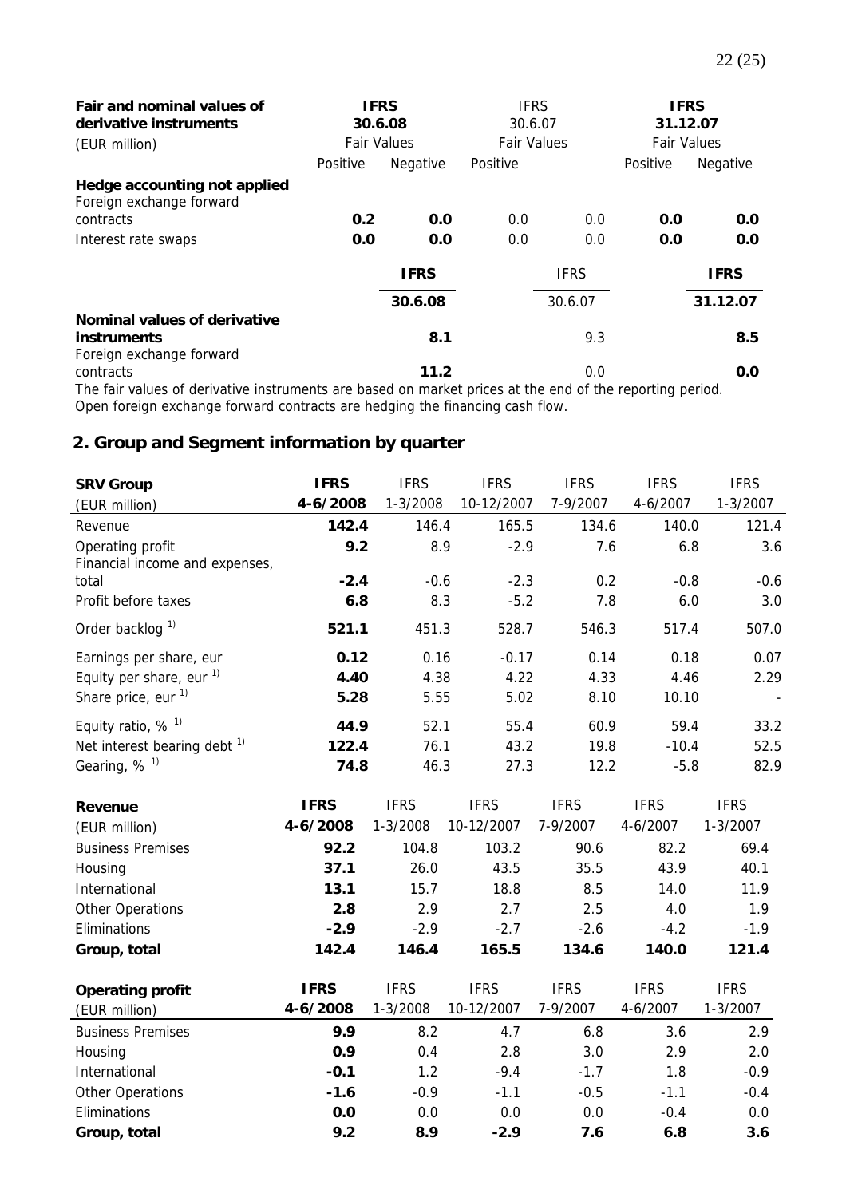| Fair and nominal values of derivative instruments | IFRS 30.6.08 | | IFRS 30.6.07 | | IFRS 31.12.07 | |
|---|---|---|---|---|---|---|
| (EUR million) | Fair Values | | Fair Values | | Fair Values | |
| | Positive | Negative | Positive | | Positive | Negative |
| **Hedge accounting not applied** | | | | | | |
| Foreign exchange forward contracts | **0.2** | **0.0** | 0.0 | 0.0 | **0.0** | **0.0** |
| Interest rate swaps | **0.0** | **0.0** | 0.0 | 0.0 | **0.0** | **0.0** |

| | IFRS | IFRS | IFRS |
|---|---|---|---|
| | **30.6.08** | 30.6.07 | **31.12.07** |
| **Nominal values of derivative instruments** | **8.1** | 9.3 | **8.5** |
| Foreign exchange forward contracts | **11.2** | 0.0 | **0.0** |

The fair values of derivative instruments are based on market prices at the end of the reporting period.
Open foreign exchange forward contracts are hedging the financing cash flow.

## 2. Group and Segment information by quarter

| SRV Group | IFRS | IFRS | IFRS | IFRS | IFRS | IFRS |
|---|---|---|---|---|---|---|
| (EUR million) | **4-6/2008** | 1-3/2008 | 10-12/2007 | 7-9/2007 | 4-6/2007 | 1-3/2007 |
| Revenue | **142.4** | 146.4 | 165.5 | 134.6 | 140.0 | 121.4 |
| Operating profit | **9.2** | 8.9 | -2.9 | 7.6 | 6.8 | 3.6 |
| Financial income and expenses, total | **-2.4** | -0.6 | -2.3 | 0.2 | -0.8 | -0.6 |
| Profit before taxes | **6.8** | 8.3 | -5.2 | 7.8 | 6.0 | 3.0 |
| Order backlog [1] | **521.1** | 451.3 | 528.7 | 546.3 | 517.4 | 507.0 |
| Earnings per share, eur | **0.12** | 0.16 | -0.17 | 0.14 | 0.18 | 0.07 |
| Equity per share, eur [1] | **4.40** | 4.38 | 4.22 | 4.33 | 4.46 | 2.29 |
| Share price, eur [1] | **5.28** | 5.55 | 5.02 | 8.10 | 10.10 | - |
| Equity ratio, % [1] | **44.9** | 52.1 | 55.4 | 60.9 | 59.4 | 33.2 |
| Net interest bearing debt [1] | **122.4** | 76.1 | 43.2 | 19.8 | -10.4 | 52.5 |
| Gearing, % [1] | **74.8** | 46.3 | 27.3 | 12.2 | -5.8 | 82.9 |

| Revenue | IFRS | IFRS | IFRS | IFRS | IFRS | IFRS |
|---|---|---|---|---|---|---|
| (EUR million) | **4-6/2008** | 1-3/2008 | 10-12/2007 | 7-9/2007 | 4-6/2007 | 1-3/2007 |
| Business Premises | **92.2** | 104.8 | 103.2 | 90.6 | 82.2 | 69.4 |
| Housing | **37.1** | 26.0 | 43.5 | 35.5 | 43.9 | 40.1 |
| International | **13.1** | 15.7 | 18.8 | 8.5 | 14.0 | 11.9 |
| Other Operations | **2.8** | 2.9 | 2.7 | 2.5 | 4.0 | 1.9 |
| Eliminations | **-2.9** | -2.9 | -2.7 | -2.6 | -4.2 | -1.9 |
| **Group, total** | **142.4** | **146.4** | **165.5** | **134.6** | **140.0** | **121.4** |

| Operating profit | IFRS | IFRS | IFRS | IFRS | IFRS | IFRS |
|---|---|---|---|---|---|---|
| (EUR million) | **4-6/2008** | 1-3/2008 | 10-12/2007 | 7-9/2007 | 4-6/2007 | 1-3/2007 |
| Business Premises | **9.9** | 8.2 | 4.7 | 6.8 | 3.6 | 2.9 |
| Housing | **0.9** | 0.4 | 2.8 | 3.0 | 2.9 | 2.0 |
| International | **-0.1** | 1.2 | -9.4 | -1.7 | 1.8 | -0.9 |
| Other Operations | **-1.6** | -0.9 | -1.1 | -0.5 | -1.1 | -0.4 |
| Eliminations | **0.0** | 0.0 | 0.0 | 0.0 | -0.4 | 0.0 |
| **Group, total** | **9.2** | **8.9** | **-2.9** | **7.6** | **6.8** | **3.6** |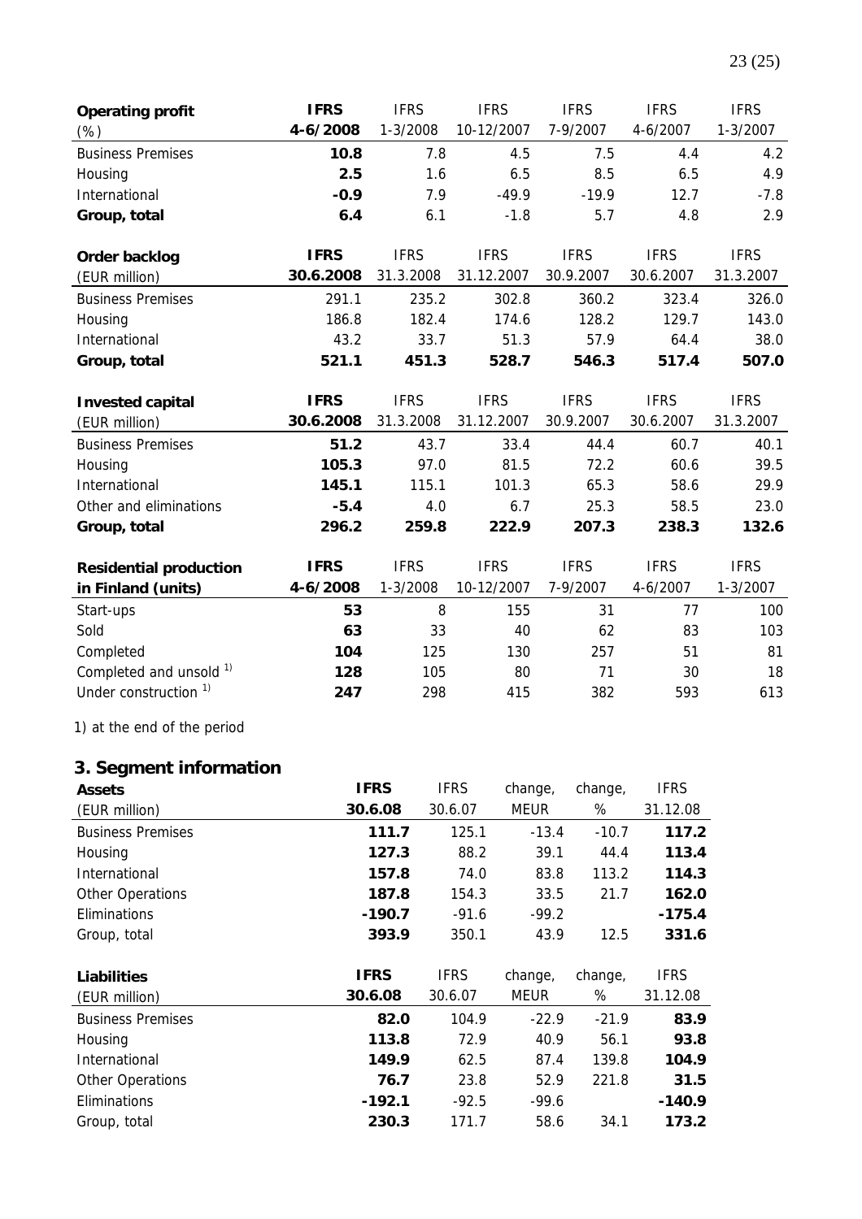| **Operating profit** (%) | **IFRS 4-6/2008** | IFRS 1-3/2008 | IFRS 10-12/2007 | IFRS 7-9/2007 | IFRS 4-6/2007 | IFRS 1-3/2007 |
|---|---|---|---|---|---|---|
| Business Premises | **10.8** | 7.8 | 4.5 | 7.5 | 4.4 | 4.2 |
| Housing | **2.5** | 1.6 | 6.5 | 8.5 | 6.5 | 4.9 |
| International | **-0.9** | 7.9 | -49.9 | -19.9 | 12.7 | -7.8 |
| **Group, total** | **6.4** | 6.1 | -1.8 | 5.7 | 4.8 | 2.9 |

| **Order backlog** (EUR million) | **IFRS 30.6.2008** | IFRS 31.3.2008 | IFRS 31.12.2007 | IFRS 30.9.2007 | IFRS 30.6.2007 | IFRS 31.3.2007 |
|---|---|---|---|---|---|---|
| Business Premises | 291.1 | 235.2 | 302.8 | 360.2 | 323.4 | 326.0 |
| Housing | 186.8 | 182.4 | 174.6 | 128.2 | 129.7 | 143.0 |
| International | 43.2 | 33.7 | 51.3 | 57.9 | 64.4 | 38.0 |
| **Group, total** | **521.1** | **451.3** | **528.7** | **546.3** | **517.4** | **507.0** |

| **Invested capital** (EUR million) | **IFRS 30.6.2008** | IFRS 31.3.2008 | IFRS 31.12.2007 | IFRS 30.9.2007 | IFRS 30.6.2007 | IFRS 31.3.2007 |
|---|---|---|---|---|---|---|
| Business Premises | **51.2** | 43.7 | 33.4 | 44.4 | 60.7 | 40.1 |
| Housing | **105.3** | 97.0 | 81.5 | 72.2 | 60.6 | 39.5 |
| International | **145.1** | 115.1 | 101.3 | 65.3 | 58.6 | 29.9 |
| Other and eliminations | **-5.4** | 4.0 | 6.7 | 25.3 | 58.5 | 23.0 |
| **Group, total** | **296.2** | **259.8** | **222.9** | **207.3** | **238.3** | **132.6** |

| **Residential production in Finland (units)** | **IFRS 4-6/2008** | IFRS 1-3/2008 | IFRS 10-12/2007 | IFRS 7-9/2007 | IFRS 4-6/2007 | IFRS 1-3/2007 |
|---|---|---|---|---|---|---|
| Start-ups | **53** | 8 | 155 | 31 | 77 | 100 |
| Sold | **63** | 33 | 40 | 62 | 83 | 103 |
| Completed | **104** | 125 | 130 | 257 | 51 | 81 |
| Completed and unsold [1] | **128** | 105 | 80 | 71 | 30 | 18 |
| Under construction [1] | **247** | 298 | 415 | 382 | 593 | 613 |

1) at the end of the period

## 3. Segment information

| **Assets** (EUR million) | **IFRS 30.6.08** | IFRS 30.6.07 | change, MEUR | change, % | IFRS 31.12.08 |
|---|---|---|---|---|---|
| Business Premises | **111.7** | 125.1 | -13.4 | -10.7 | **117.2** |
| Housing | **127.3** | 88.2 | 39.1 | 44.4 | **113.4** |
| International | **157.8** | 74.0 | 83.8 | 113.2 | **114.3** |
| Other Operations | **187.8** | 154.3 | 33.5 | 21.7 | **162.0** |
| Eliminations | **-190.7** | -91.6 | -99.2 | | **-175.4** |
| Group, total | **393.9** | 350.1 | 43.9 | 12.5 | **331.6** |

| **Liabilities** (EUR million) | **IFRS 30.6.08** | IFRS 30.6.07 | change, MEUR | change, % | IFRS 31.12.08 |
|---|---|---|---|---|---|
| Business Premises | **82.0** | 104.9 | -22.9 | -21.9 | **83.9** |
| Housing | **113.8** | 72.9 | 40.9 | 56.1 | **93.8** |
| International | **149.9** | 62.5 | 87.4 | 139.8 | **104.9** |
| Other Operations | **76.7** | 23.8 | 52.9 | 221.8 | **31.5** |
| Eliminations | **-192.1** | -92.5 | -99.6 | | **-140.9** |
| Group, total | **230.3** | 171.7 | 58.6 | 34.1 | **173.2** |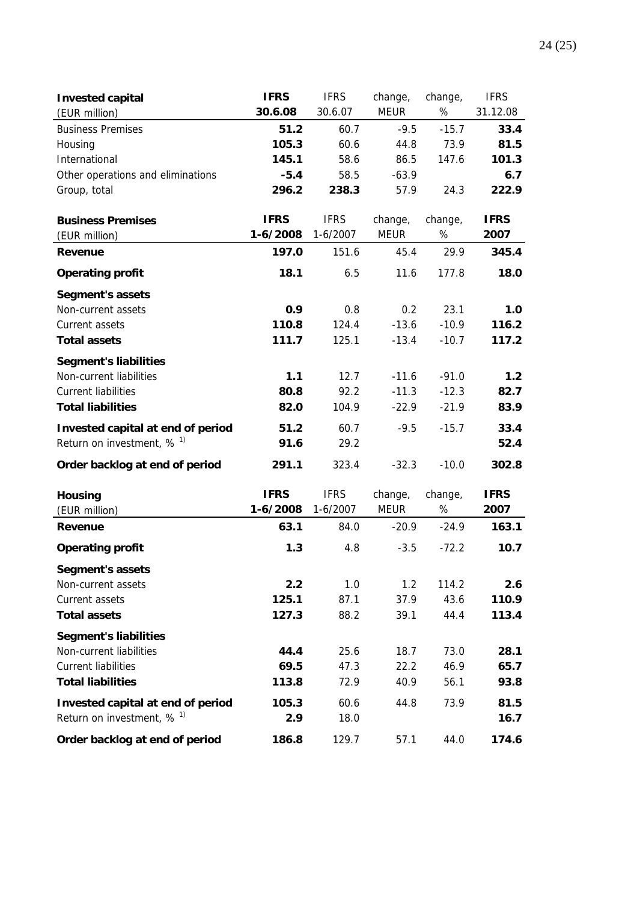| **Invested capital** (EUR million) | **IFRS 30.6.08** | IFRS 30.6.07 | change, MEUR | change, % | IFRS 31.12.08 |
|---|---|---|---|---|---|
| Business Premises | **51.2** | 60.7 | -9.5 | -15.7 | **33.4** |
| Housing | **105.3** | 60.6 | 44.8 | 73.9 | **81.5** |
| International | **145.1** | 58.6 | 86.5 | 147.6 | **101.3** |
| Other operations and eliminations | **-5.4** | 58.5 | -63.9 | | **6.7** |
| Group, total | **296.2** | **238.3** | 57.9 | 24.3 | **222.9** |

| **Business Premises** (EUR million) | **IFRS 1-6/2008** | IFRS 1-6/2007 | change, MEUR | change, % | **IFRS 2007** |
|---|---|---|---|---|---|
| **Revenue** | **197.0** | 151.6 | 45.4 | 29.9 | **345.4** |
| **Operating profit** | **18.1** | 6.5 | 11.6 | 177.8 | **18.0** |
| **Segment's assets** | | | | | |
| Non-current assets | **0.9** | 0.8 | 0.2 | 23.1 | **1.0** |
| Current assets | **110.8** | 124.4 | -13.6 | -10.9 | **116.2** |
| **Total assets** | **111.7** | 125.1 | -13.4 | -10.7 | **117.2** |
| **Segment's liabilities** | | | | | |
| Non-current liabilities | **1.1** | 12.7 | -11.6 | -91.0 | **1.2** |
| Current liabilities | **80.8** | 92.2 | -11.3 | -12.3 | **82.7** |
| **Total liabilities** | **82.0** | 104.9 | -22.9 | -21.9 | **83.9** |
| **Invested capital at end of period** | **51.2** | 60.7 | -9.5 | -15.7 | **33.4** |
| Return on investment, % [1)] | **91.6** | 29.2 | | | **52.4** |
| **Order backlog at end of period** | **291.1** | 323.4 | -32.3 | -10.0 | **302.8** |

| **Housing** (EUR million) | **IFRS 1-6/2008** | IFRS 1-6/2007 | change, MEUR | change, % | **IFRS 2007** |
|---|---|---|---|---|---|
| **Revenue** | **63.1** | 84.0 | -20.9 | -24.9 | **163.1** |
| **Operating profit** | **1.3** | 4.8 | -3.5 | -72.2 | **10.7** |
| **Segment's assets** | | | | | |
| Non-current assets | **2.2** | 1.0 | 1.2 | 114.2 | **2.6** |
| Current assets | **125.1** | 87.1 | 37.9 | 43.6 | **110.9** |
| **Total assets** | **127.3** | 88.2 | 39.1 | 44.4 | **113.4** |
| **Segment's liabilities** | | | | | |
| Non-current liabilities | **44.4** | 25.6 | 18.7 | 73.0 | **28.1** |
| Current liabilities | **69.5** | 47.3 | 22.2 | 46.9 | **65.7** |
| **Total liabilities** | **113.8** | 72.9 | 40.9 | 56.1 | **93.8** |
| **Invested capital at end of period** | **105.3** | 60.6 | 44.8 | 73.9 | **81.5** |
| Return on investment, % [1)] | **2.9** | 18.0 | | | **16.7** |
| **Order backlog at end of period** | **186.8** | 129.7 | 57.1 | 44.0 | **174.6** |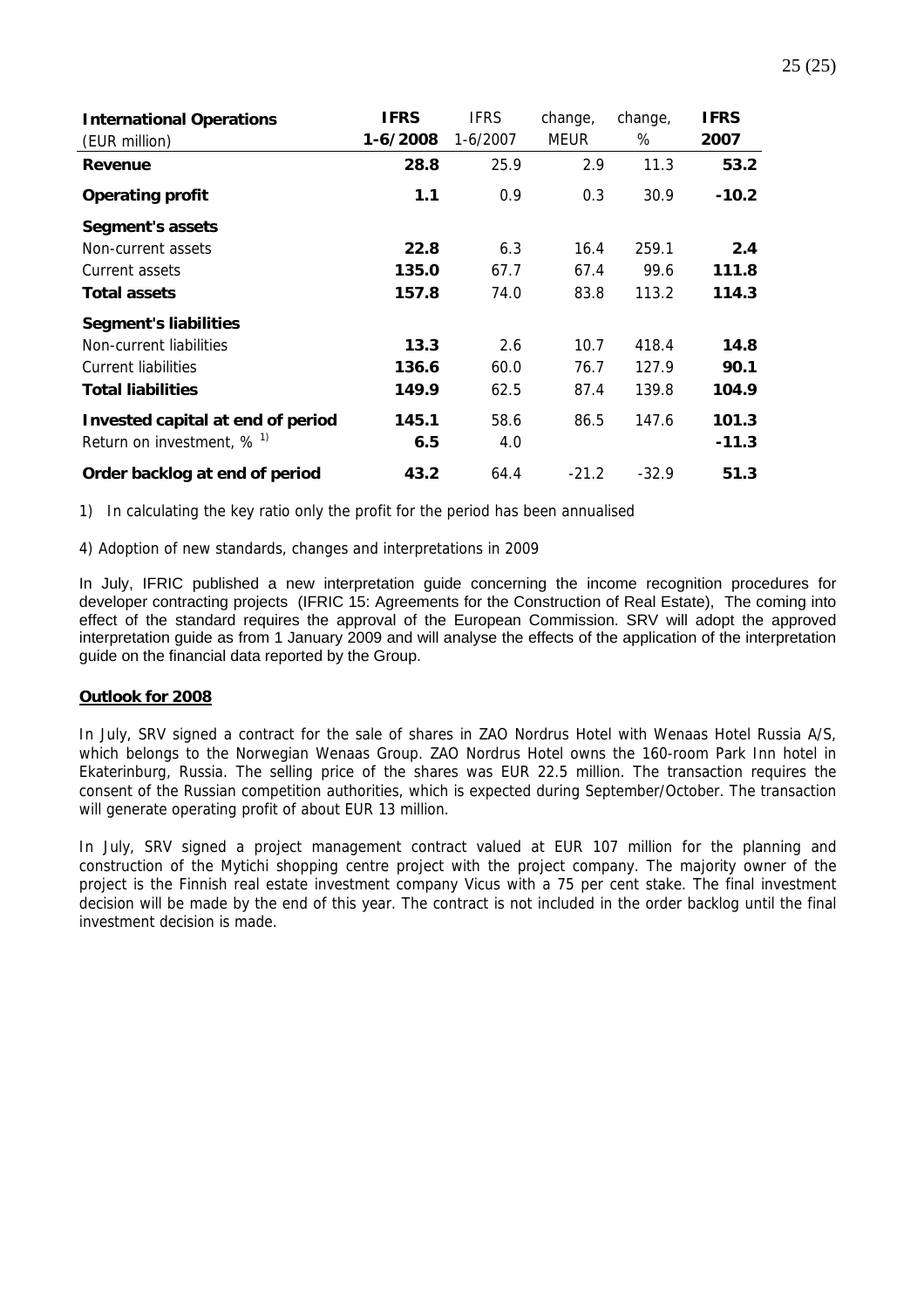| International Operations (EUR million) | IFRS 1-6/2008 | IFRS 1-6/2007 | change, MEUR | change, % | IFRS 2007 |
|---|---|---|---|---|---|
| **Revenue** | **28.8** | 25.9 | 2.9 | 11.3 | **53.2** |
| **Operating profit** | **1.1** | 0.9 | 0.3 | 30.9 | **-10.2** |
| **Segment's assets** | | | | | |
| Non-current assets | **22.8** | 6.3 | 16.4 | 259.1 | **2.4** |
| Current assets | **135.0** | 67.7 | 67.4 | 99.6 | **111.8** |
| **Total assets** | **157.8** | 74.0 | 83.8 | 113.2 | **114.3** |
| **Segment's liabilities** | | | | | |
| Non-current liabilities | **13.3** | 2.6 | 10.7 | 418.4 | **14.8** |
| Current liabilities | **136.6** | 60.0 | 76.7 | 127.9 | **90.1** |
| **Total liabilities** | **149.9** | 62.5 | 87.4 | 139.8 | **104.9** |
| **Invested capital at end of period** | **145.1** | 58.6 | 86.5 | 147.6 | **101.3** |
| Return on investment, % [1] | **6.5** | 4.0 | | | **-11.3** |
| **Order backlog at end of period** | **43.2** | 64.4 | -21.2 | -32.9 | **51.3** |

1) In calculating the key ratio only the profit for the period has been annualised

4) Adoption of new standards, changes and interpretations in 2009

In July, IFRIC published a new interpretation guide concerning the income recognition procedures for developer contracting projects (IFRIC 15: Agreements for the Construction of Real Estate), The coming into effect of the standard requires the approval of the European Commission. SRV will adopt the approved interpretation guide as from 1 January 2009 and will analyse the effects of the application of the interpretation guide on the financial data reported by the Group.

## Outlook for 2008

In July, SRV signed a contract for the sale of shares in ZAO Nordrus Hotel with Wenaas Hotel Russia A/S, which belongs to the Norwegian Wenaas Group. ZAO Nordrus Hotel owns the 160-room Park Inn hotel in Ekaterinburg, Russia. The selling price of the shares was EUR 22.5 million. The transaction requires the consent of the Russian competition authorities, which is expected during September/October. The transaction will generate operating profit of about EUR 13 million.

In July, SRV signed a project management contract valued at EUR 107 million for the planning and construction of the Mytichi shopping centre project with the project company. The majority owner of the project is the Finnish real estate investment company Vicus with a 75 per cent stake. The final investment decision will be made by the end of this year. The contract is not included in the order backlog until the final investment decision is made.